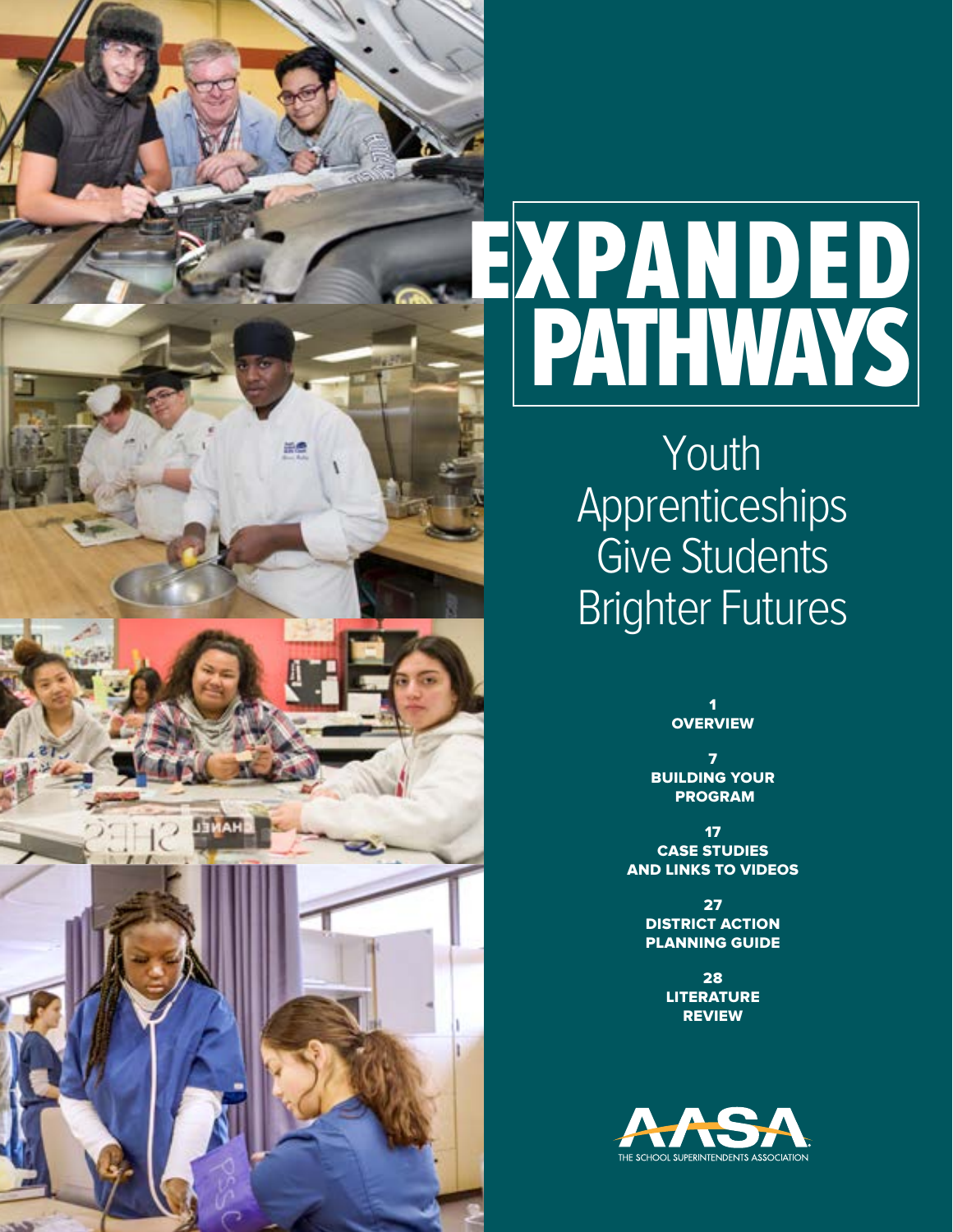# EXPANDED PATHWAYS

## Youth Apprenticeships Give Students Brighter Futures

1
**OVERVIEW**

7
**BUILDING YOUR PROGRAM**

17
**CASE STUDIES AND LINKS TO VIDEOS**

27
**DISTRICT ACTION PLANNING GUIDE**

28
**LITERATURE REVIEW**

AASA
THE SCHOOL SUPERINTENDENTS ASSOCIATION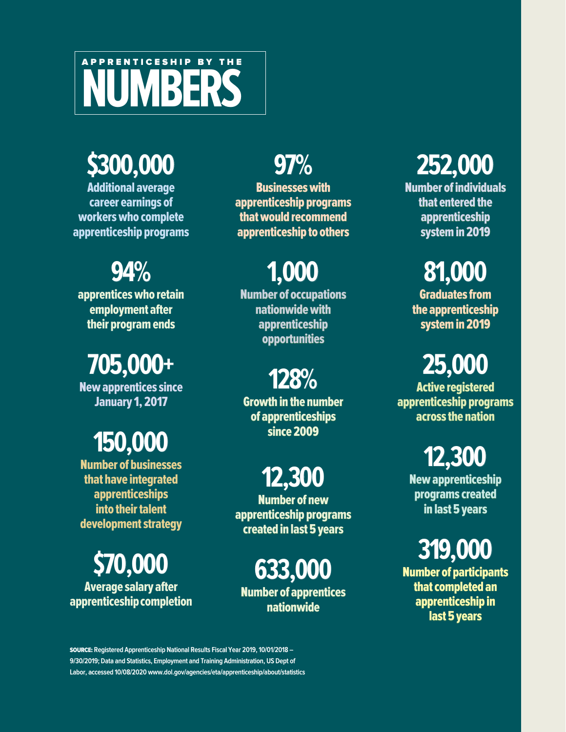# APPRENTICESHIP BY THE NUMBERS

**$300,000**
Additional average career earnings of workers who complete apprenticeship programs

**94%**
apprentices who retain employment after their program ends

**705,000+**
New apprentices since January 1, 2017

**150,000**
Number of businesses that have integrated apprenticeships into their talent development strategy

**$70,000**
Average salary after apprenticeship completion

**97%**
Businesses with apprenticeship programs that would recommend apprenticeship to others

**1,000**
Number of occupations nationwide with apprenticeship opportunities

**128%**
Growth in the number of apprenticeships since 2009

**12,300**
Number of new apprenticeship programs created in last 5 years

**633,000**
Number of apprentices nationwide

**252,000**
Number of individuals that entered the apprenticeship system in 2019

**81,000**
Graduates from the apprenticeship system in 2019

**25,000**
Active registered apprenticeship programs across the nation

**12,300**
New apprenticeship programs created in last 5 years

**319,000**
Number of participants that completed an apprenticeship in last 5 years

**SOURCE:** Registered Apprenticeship National Results Fiscal Year 2019, 10/01/2018 – 9/30/2019; Data and Statistics, Employment and Training Administration, US Dept of Labor, accessed 10/08/2020 www.dol.gov/agencies/eta/apprenticeship/about/statistics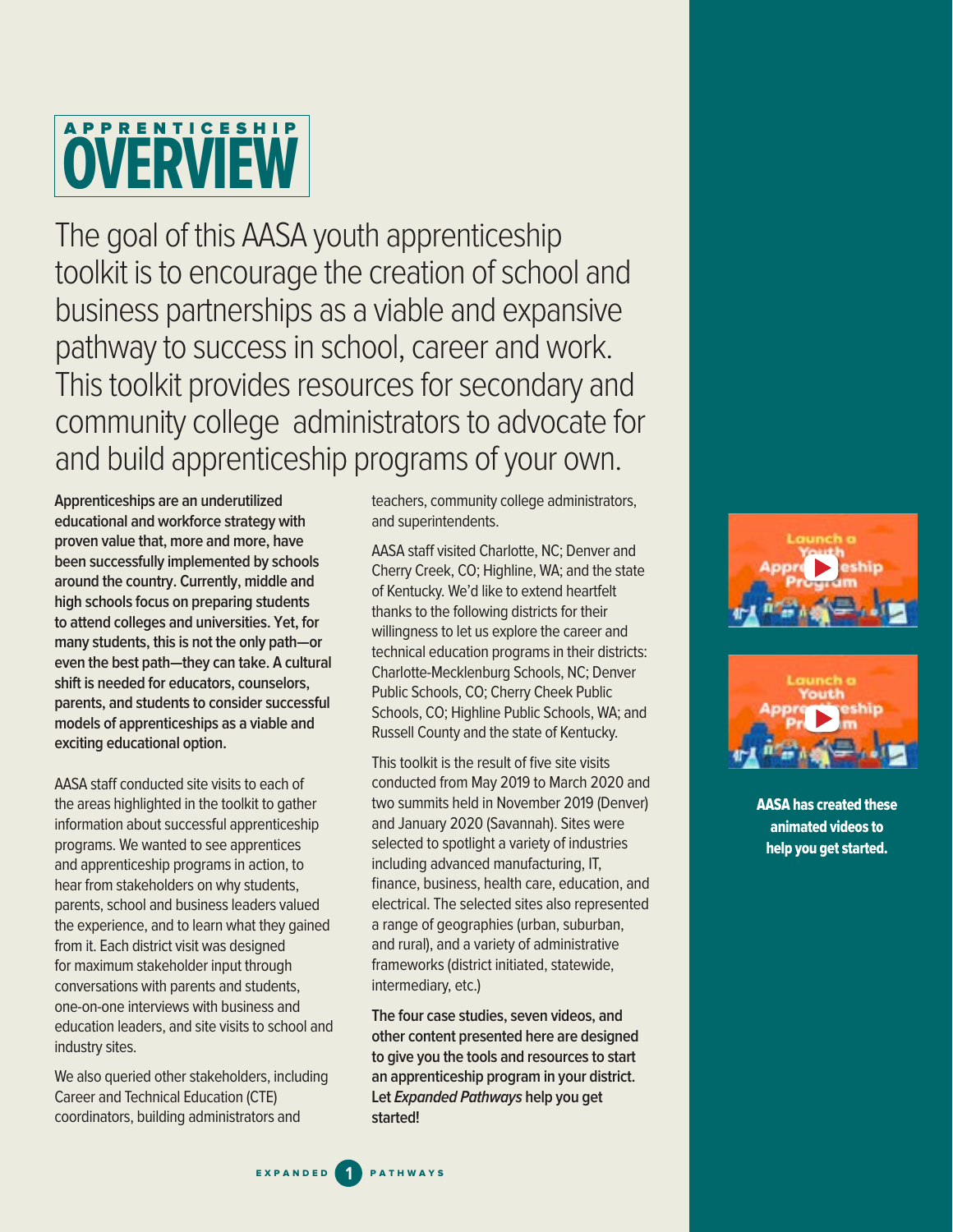# APPRENTICESHIP OVERVIEW

The goal of this AASA youth apprenticeship toolkit is to encourage the creation of school and business partnerships as a viable and expansive pathway to success in school, career and work. This toolkit provides resources for secondary and community college administrators to advocate for and build apprenticeship programs of your own.

**Apprenticeships are an underutilized educational and workforce strategy with proven value that, more and more, have been successfully implemented by schools around the country. Currently, middle and high schools focus on preparing students to attend colleges and universities. Yet, for many students, this is not the only path—or even the best path—they can take. A cultural shift is needed for educators, counselors, parents, and students to consider successful models of apprenticeships as a viable and exciting educational option.**

AASA staff conducted site visits to each of the areas highlighted in the toolkit to gather information about successful apprenticeship programs. We wanted to see apprentices and apprenticeship programs in action, to hear from stakeholders on why students, parents, school and business leaders valued the experience, and to learn what they gained from it. Each district visit was designed for maximum stakeholder input through conversations with parents and students, one-on-one interviews with business and education leaders, and site visits to school and industry sites.

We also queried other stakeholders, including Career and Technical Education (CTE) coordinators, building administrators and teachers, community college administrators, and superintendents.

AASA staff visited Charlotte, NC; Denver and Cherry Creek, CO; Highline, WA; and the state of Kentucky. We'd like to extend heartfelt thanks to the following districts for their willingness to let us explore the career and technical education programs in their districts: Charlotte-Mecklenburg Schools, NC; Denver Public Schools, CO; Cherry Cheek Public Schools, CO; Highline Public Schools, WA; and Russell County and the state of Kentucky.

This toolkit is the result of five site visits conducted from May 2019 to March 2020 and two summits held in November 2019 (Denver) and January 2020 (Savannah). Sites were selected to spotlight a variety of industries including advanced manufacturing, IT, finance, business, health care, education, and electrical. The selected sites also represented a range of geographies (urban, suburban, and rural), and a variety of administrative frameworks (district initiated, statewide, intermediary, etc.)

**The four case studies, seven videos, and other content presented here are designed to give you the tools and resources to start an apprenticeship program in your district. Let *Expanded Pathways* help you get started!**

**AASA has created these animated videos to help you get started.**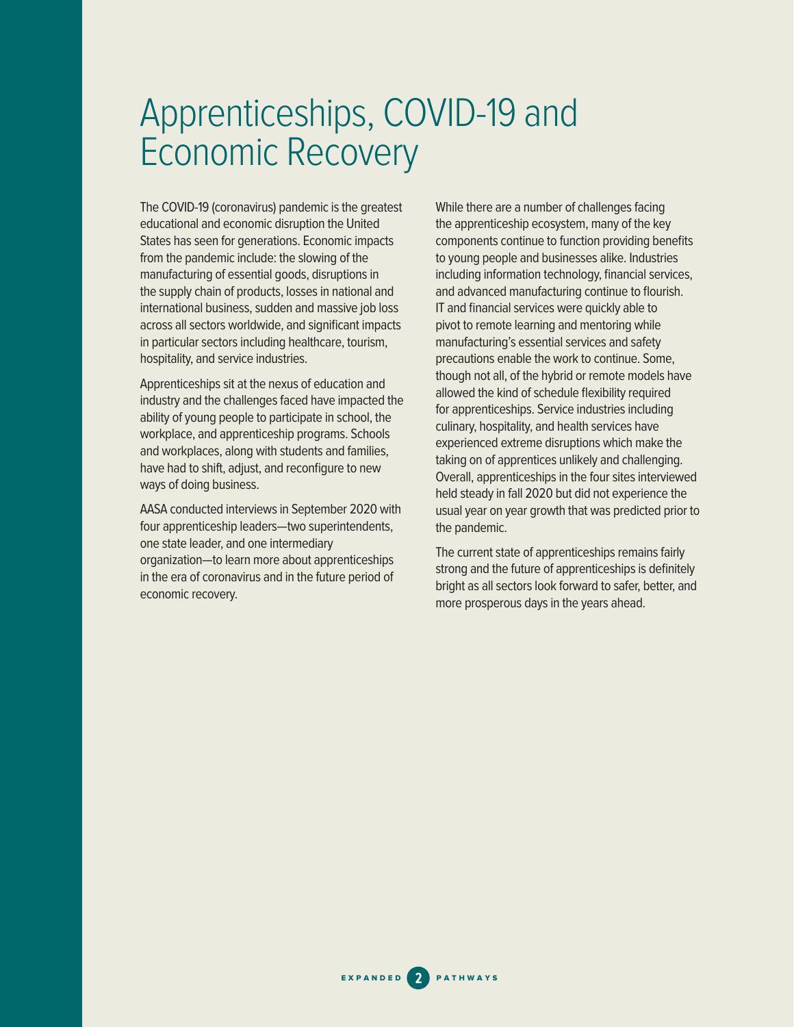# Apprenticeships, COVID-19 and Economic Recovery

The COVID-19 (coronavirus) pandemic is the greatest educational and economic disruption the United States has seen for generations. Economic impacts from the pandemic include: the slowing of the manufacturing of essential goods, disruptions in the supply chain of products, losses in national and international business, sudden and massive job loss across all sectors worldwide, and significant impacts in particular sectors including healthcare, tourism, hospitality, and service industries.

Apprenticeships sit at the nexus of education and industry and the challenges faced have impacted the ability of young people to participate in school, the workplace, and apprenticeship programs. Schools and workplaces, along with students and families, have had to shift, adjust, and reconfigure to new ways of doing business.

AASA conducted interviews in September 2020 with four apprenticeship leaders—two superintendents, one state leader, and one intermediary organization—to learn more about apprenticeships in the era of coronavirus and in the future period of economic recovery.

While there are a number of challenges facing the apprenticeship ecosystem, many of the key components continue to function providing benefits to young people and businesses alike. Industries including information technology, financial services, and advanced manufacturing continue to flourish. IT and financial services were quickly able to pivot to remote learning and mentoring while manufacturing's essential services and safety precautions enable the work to continue. Some, though not all, of the hybrid or remote models have allowed the kind of schedule flexibility required for apprenticeships. Service industries including culinary, hospitality, and health services have experienced extreme disruptions which make the taking on of apprentices unlikely and challenging. Overall, apprenticeships in the four sites interviewed held steady in fall 2020 but did not experience the usual year on year growth that was predicted prior to the pandemic.

The current state of apprenticeships remains fairly strong and the future of apprenticeships is definitely bright as all sectors look forward to safer, better, and more prosperous days in the years ahead.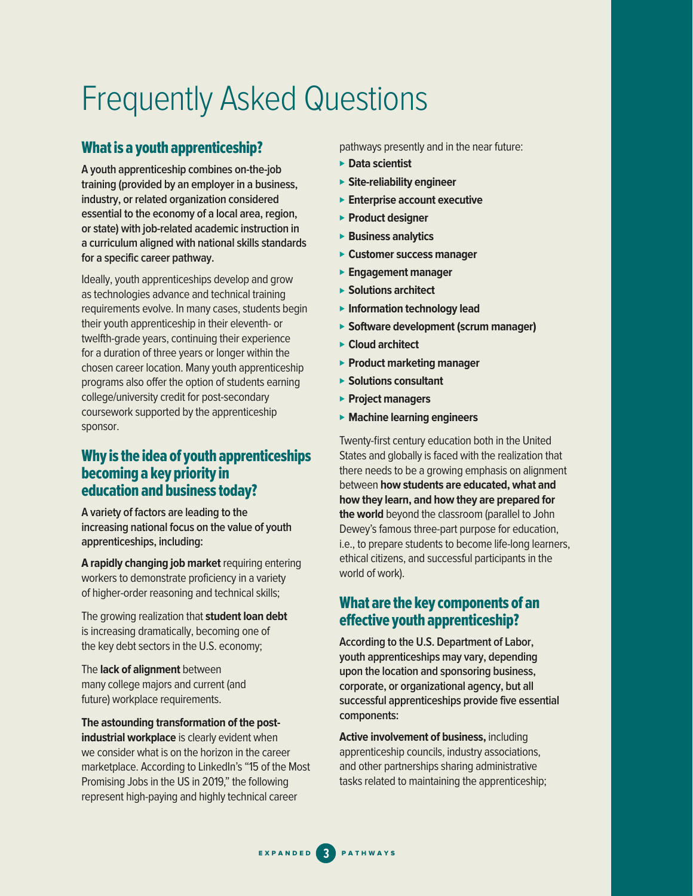# Frequently Asked Questions

## What is a youth apprenticeship?

**A youth apprenticeship combines on-the-job training (provided by an employer in a business, industry, or related organization considered essential to the economy of a local area, region, or state) with job-related academic instruction in a curriculum aligned with national skills standards for a specific career pathway.**

Ideally, youth apprenticeships develop and grow as technologies advance and technical training requirements evolve. In many cases, students begin their youth apprenticeship in their eleventh- or twelfth-grade years, continuing their experience for a duration of three years or longer within the chosen career location. Many youth apprenticeship programs also offer the option of students earning college/university credit for post-secondary coursework supported by the apprenticeship sponsor.

## Why is the idea of youth apprenticeships becoming a key priority in education and business today?

**A variety of factors are leading to the increasing national focus on the value of youth apprenticeships, including:**

**A rapidly changing job market** requiring entering workers to demonstrate proficiency in a variety of higher-order reasoning and technical skills;

The growing realization that **student loan debt** is increasing dramatically, becoming one of the key debt sectors in the U.S. economy;

The **lack of alignment** between many college majors and current (and future) workplace requirements.

**The astounding transformation of the post-industrial workplace** is clearly evident when we consider what is on the horizon in the career marketplace. According to LinkedIn's "15 of the Most Promising Jobs in the US in 2019," the following represent high-paying and highly technical career pathways presently and in the near future:

- **Data scientist**
- **Site-reliability engineer**
- **Enterprise account executive**
- **Product designer**
- **Business analytics**
- **Customer success manager**
- **Engagement manager**
- **Solutions architect**
- **Information technology lead**
- **Software development (scrum manager)**
- **Cloud architect**
- **Product marketing manager**
- **Solutions consultant**
- **Project managers**
- **Machine learning engineers**

Twenty-first century education both in the United States and globally is faced with the realization that there needs to be a growing emphasis on alignment between **how students are educated, what and how they learn, and how they are prepared for the world** beyond the classroom (parallel to John Dewey's famous three-part purpose for education, i.e., to prepare students to become life-long learners, ethical citizens, and successful participants in the world of work).

## What are the key components of an effective youth apprenticeship?

**According to the U.S. Department of Labor, youth apprenticeships may vary, depending upon the location and sponsoring business, corporate, or organizational agency, but all successful apprenticeships provide five essential components:**

**Active involvement of business,** including apprenticeship councils, industry associations, and other partnerships sharing administrative tasks related to maintaining the apprenticeship;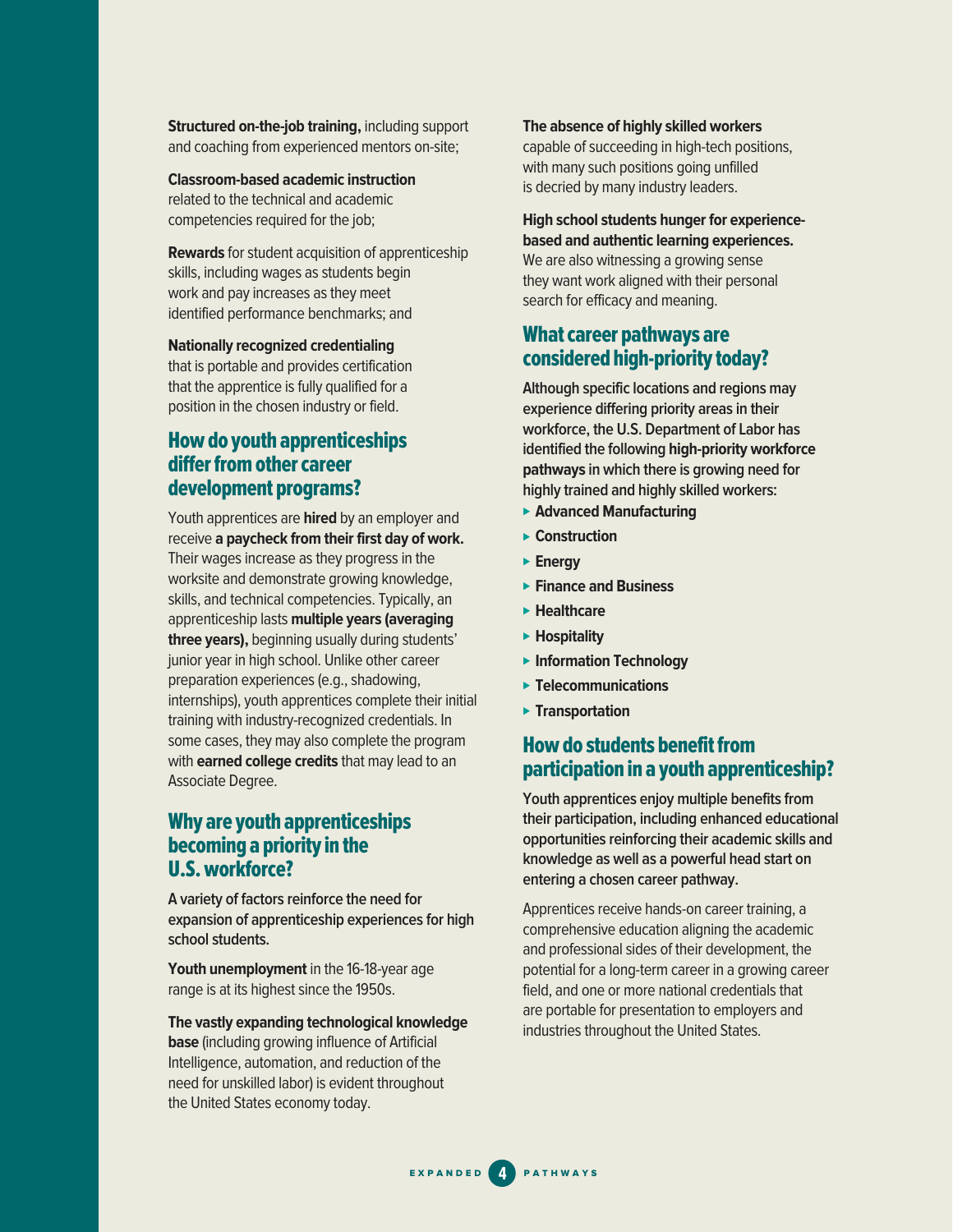**Structured on-the-job training,** including support and coaching from experienced mentors on-site;

**Classroom-based academic instruction** related to the technical and academic competencies required for the job;

**Rewards** for student acquisition of apprenticeship skills, including wages as students begin work and pay increases as they meet identified performance benchmarks; and

**Nationally recognized credentialing** that is portable and provides certification that the apprentice is fully qualified for a position in the chosen industry or field.

## How do youth apprenticeships differ from other career development programs?

Youth apprentices are **hired** by an employer and receive **a paycheck from their first day of work.** Their wages increase as they progress in the worksite and demonstrate growing knowledge, skills, and technical competencies. Typically, an apprenticeship lasts **multiple years (averaging three years),** beginning usually during students' junior year in high school. Unlike other career preparation experiences (e.g., shadowing, internships), youth apprentices complete their initial training with industry-recognized credentials. In some cases, they may also complete the program with **earned college credits** that may lead to an Associate Degree.

## Why are youth apprenticeships becoming a priority in the U.S. workforce?

**A variety of factors reinforce the need for expansion of apprenticeship experiences for high school students.**

**Youth unemployment** in the 16-18-year age range is at its highest since the 1950s.

**The vastly expanding technological knowledge base** (including growing influence of Artificial Intelligence, automation, and reduction of the need for unskilled labor) is evident throughout the United States economy today.

**The absence of highly skilled workers** capable of succeeding in high-tech positions, with many such positions going unfilled is decried by many industry leaders.

**High school students hunger for experience-based and authentic learning experiences.** We are also witnessing a growing sense they want work aligned with their personal search for efficacy and meaning.

## What career pathways are considered high-priority today?

**Although specific locations and regions may experience differing priority areas in their workforce, the U.S. Department of Labor has identified the following high-priority workforce pathways in which there is growing need for highly trained and highly skilled workers:**

- **Advanced Manufacturing**
- **Construction**
- **Energy**
- **Finance and Business**
- **Healthcare**
- **Hospitality**
- **Information Technology**
- **Telecommunications**
- **Transportation**

## How do students benefit from participation in a youth apprenticeship?

**Youth apprentices enjoy multiple benefits from their participation, including enhanced educational opportunities reinforcing their academic skills and knowledge as well as a powerful head start on entering a chosen career pathway.**

Apprentices receive hands-on career training, a comprehensive education aligning the academic and professional sides of their development, the potential for a long-term career in a growing career field, and one or more national credentials that are portable for presentation to employers and industries throughout the United States.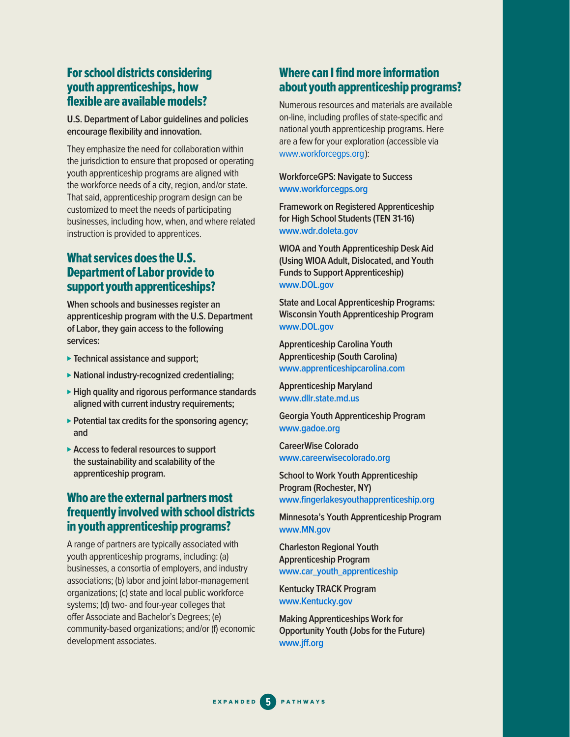## For school districts considering youth apprenticeships, how flexible are available models?

**U.S. Department of Labor guidelines and policies encourage flexibility and innovation.**

They emphasize the need for collaboration within the jurisdiction to ensure that proposed or operating youth apprenticeship programs are aligned with the workforce needs of a city, region, and/or state. That said, apprenticeship program design can be customized to meet the needs of participating businesses, including how, when, and where related instruction is provided to apprentices.

## What services does the U.S. Department of Labor provide to support youth apprenticeships?

**When schools and businesses register an apprenticeship program with the U.S. Department of Labor, they gain access to the following services:**

- **Technical assistance and support;**
- **National industry-recognized credentialing;**
- **High quality and rigorous performance standards aligned with current industry requirements;**
- **Potential tax credits for the sponsoring agency; and**
- **Access to federal resources to support the sustainability and scalability of the apprenticeship program.**

## Who are the external partners most frequently involved with school districts in youth apprenticeship programs?

A range of partners are typically associated with youth apprenticeship programs, including: (a) businesses, a consortia of employers, and industry associations; (b) labor and joint labor-management organizations; (c) state and local public workforce systems; (d) two- and four-year colleges that offer Associate and Bachelor's Degrees; (e) community-based organizations; and/or (f) economic development associates.

## Where can I find more information about youth apprenticeship programs?

Numerous resources and materials are available on-line, including profiles of state-specific and national youth apprenticeship programs. Here are a few for your exploration (accessible via www.workforcegps.org):

**WorkforceGPS: Navigate to Success**
www.workforcegps.org

**Framework on Registered Apprenticeship for High School Students (TEN 31-16)**
www.wdr.doleta.gov

**WIOA and Youth Apprenticeship Desk Aid (Using WIOA Adult, Dislocated, and Youth Funds to Support Apprenticeship)**
www.DOL.gov

**State and Local Apprenticeship Programs: Wisconsin Youth Apprenticeship Program**
www.DOL.gov

**Apprenticeship Carolina Youth Apprenticeship (South Carolina)**
www.apprenticeshipcarolina.com

**Apprenticeship Maryland**
www.dllr.state.md.us

**Georgia Youth Apprenticeship Program**
www.gadoe.org

**CareerWise Colorado**
www.careerwisecolorado.org

**School to Work Youth Apprenticeship Program (Rochester, NY)**
www.fingerlakesyouthapprenticeship.org

**Minnesota's Youth Apprenticeship Program**
www.MN.gov

**Charleston Regional Youth Apprenticeship Program**
www.car_youth_apprenticeship

**Kentucky TRACK Program**
www.Kentucky.gov

**Making Apprenticeships Work for Opportunity Youth (Jobs for the Future)**
www.jff.org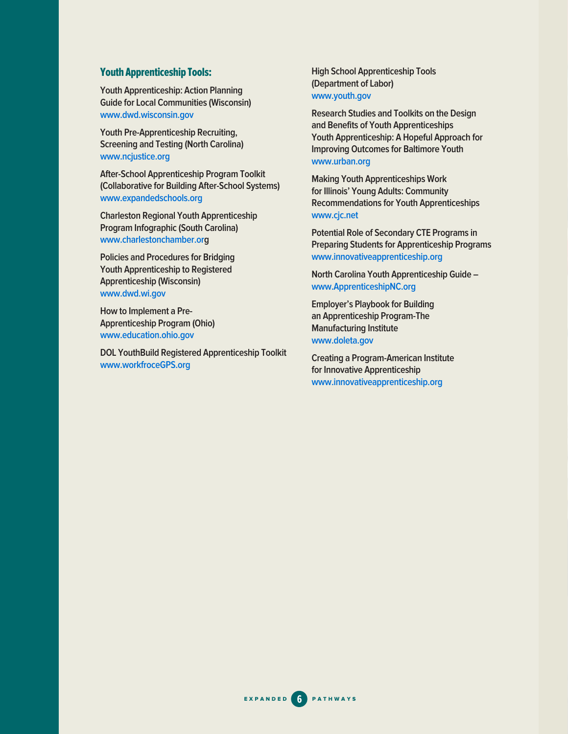### Youth Apprenticeship Tools:

Youth Apprenticeship: Action Planning Guide for Local Communities (Wisconsin)
www.dwd.wisconsin.gov

Youth Pre-Apprenticeship Recruiting, Screening and Testing (North Carolina)
www.ncjustice.org

After-School Apprenticeship Program Toolkit (Collaborative for Building After-School Systems)
www.expandedschools.org

Charleston Regional Youth Apprenticeship Program Infographic (South Carolina)
www.charlestonchamber.org

Policies and Procedures for Bridging Youth Apprenticeship to Registered Apprenticeship (Wisconsin)
www.dwd.wi.gov

How to Implement a Pre-Apprenticeship Program (Ohio)
www.education.ohio.gov

DOL YouthBuild Registered Apprenticeship Toolkit
www.workfroceGPS.org

High School Apprenticeship Tools (Department of Labor)
www.youth.gov

Research Studies and Toolkits on the Design and Benefits of Youth Apprenticeships
Youth Apprenticeship: A Hopeful Approach for Improving Outcomes for Baltimore Youth
www.urban.org

Making Youth Apprenticeships Work for Illinois' Young Adults: Community Recommendations for Youth Apprenticeships
www.cjc.net

Potential Role of Secondary CTE Programs in Preparing Students for Apprenticeship Programs
www.innovativeapprenticeship.org

North Carolina Youth Apprenticeship Guide – www.ApprenticeshipNC.org

Employer's Playbook for Building an Apprenticeship Program-The Manufacturing Institute
www.doleta.gov

Creating a Program-American Institute for Innovative Apprenticeship
www.innovativeapprenticeship.org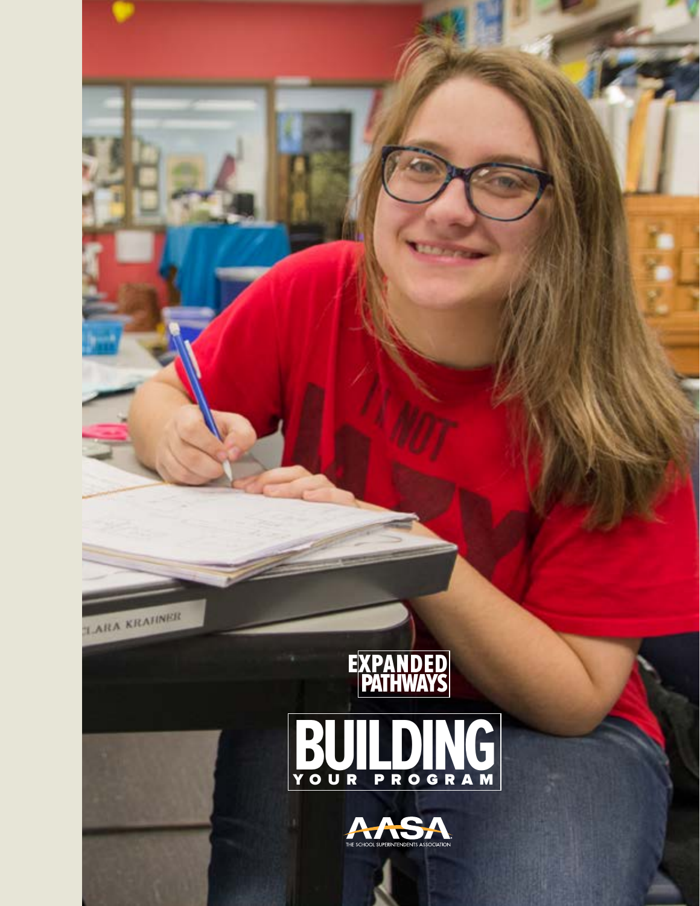EXPANDED PATHWAYS

# BUILDING YOUR PROGRAM

AASA
THE SCHOOL SUPERINTENDENTS ASSOCIATION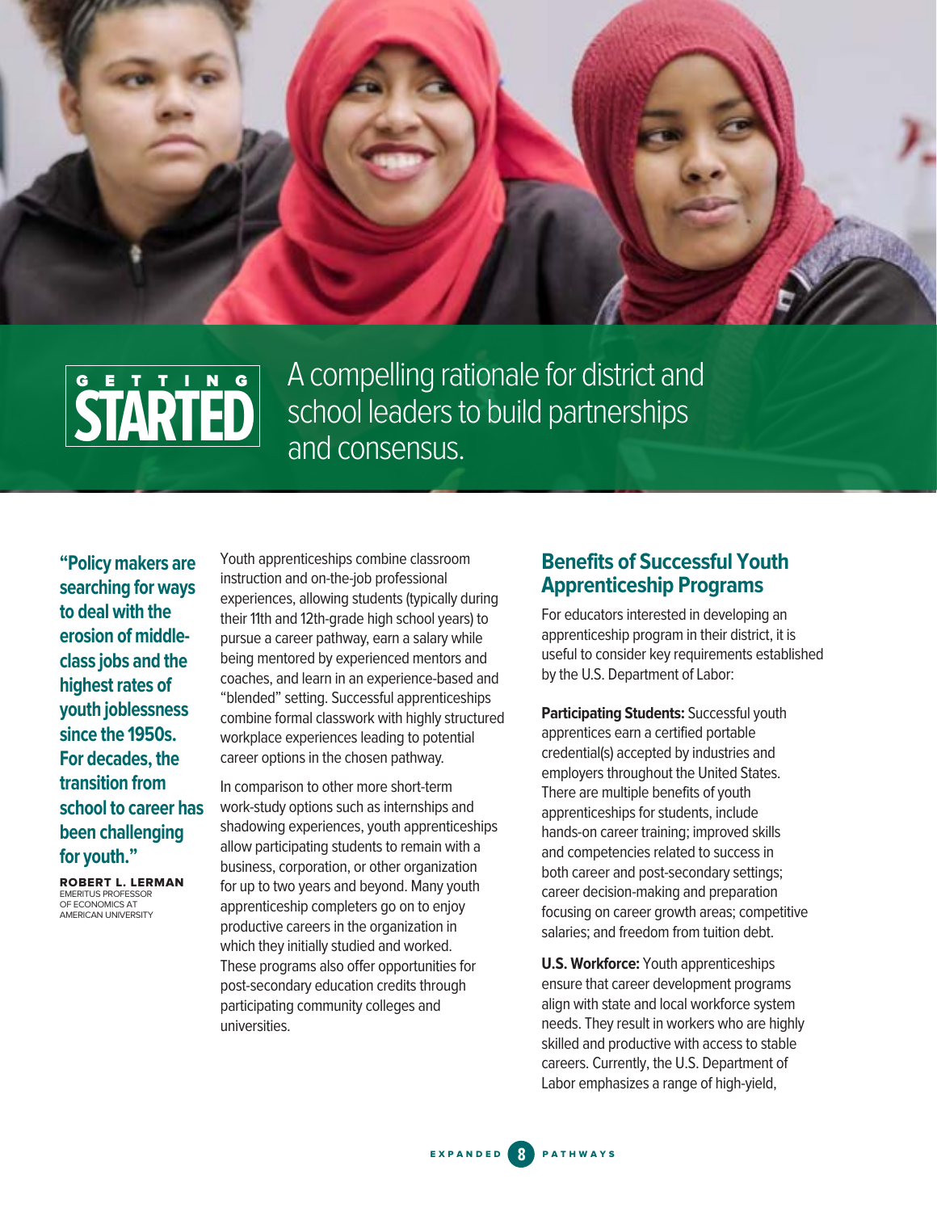# GETTING STARTED

A compelling rationale for district and school leaders to build partnerships and consensus.

**"Policy makers are searching for ways to deal with the erosion of middle-class jobs and the highest rates of youth joblessness since the 1950s. For decades, the transition from school to career has been challenging for youth."**

**ROBERT L. LERMAN**
EMERITUS PROFESSOR OF ECONOMICS AT AMERICAN UNIVERSITY

Youth apprenticeships combine classroom instruction and on-the-job professional experiences, allowing students (typically during their 11th and 12th-grade high school years) to pursue a career pathway, earn a salary while being mentored by experienced mentors and coaches, and learn in an experience-based and "blended" setting. Successful apprenticeships combine formal classwork with highly structured workplace experiences leading to potential career options in the chosen pathway.

In comparison to other more short-term work-study options such as internships and shadowing experiences, youth apprenticeships allow participating students to remain with a business, corporation, or other organization for up to two years and beyond. Many youth apprenticeship completers go on to enjoy productive careers in the organization in which they initially studied and worked. These programs also offer opportunities for post-secondary education credits through participating community colleges and universities.

## Benefits of Successful Youth Apprenticeship Programs

For educators interested in developing an apprenticeship program in their district, it is useful to consider key requirements established by the U.S. Department of Labor:

**Participating Students:** Successful youth apprentices earn a certified portable credential(s) accepted by industries and employers throughout the United States. There are multiple benefits of youth apprenticeships for students, include hands-on career training; improved skills and competencies related to success in both career and post-secondary settings; career decision-making and preparation focusing on career growth areas; competitive salaries; and freedom from tuition debt.

**U.S. Workforce:** Youth apprenticeships ensure that career development programs align with state and local workforce system needs. They result in workers who are highly skilled and productive with access to stable careers. Currently, the U.S. Department of Labor emphasizes a range of high-yield,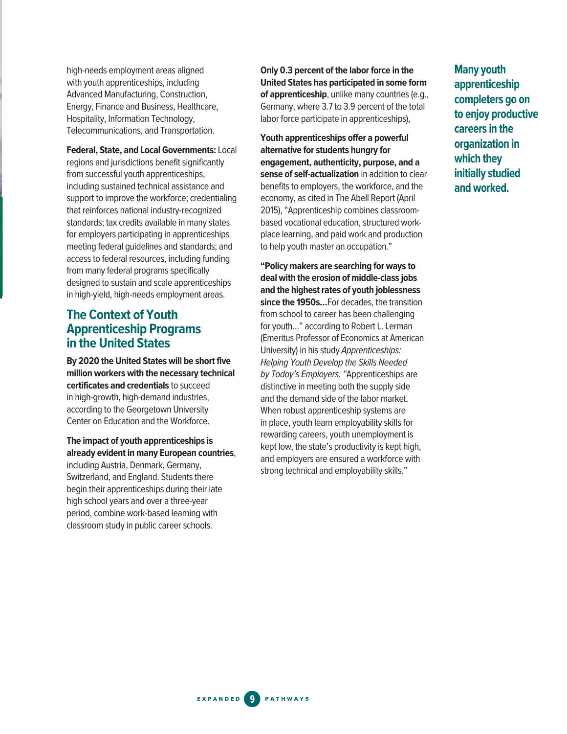high-needs employment areas aligned with youth apprenticeships, including Advanced Manufacturing, Construction, Energy, Finance and Business, Healthcare, Hospitality, Information Technology, Telecommunications, and Transportation.

**Federal, State, and Local Governments:** Local regions and jurisdictions benefit significantly from successful youth apprenticeships, including sustained technical assistance and support to improve the workforce; credentialing that reinforces national industry-recognized standards; tax credits available in many states for employers participating in apprenticeships meeting federal guidelines and standards; and access to federal resources, including funding from many federal programs specifically designed to sustain and scale apprenticeships in high-yield, high-needs employment areas.

## The Context of Youth Apprenticeship Programs in the United States

**By 2020 the United States will be short five million workers with the necessary technical certificates and credentials** to succeed in high-growth, high-demand industries, according to the Georgetown University Center on Education and the Workforce.

**The impact of youth apprenticeships is already evident in many European countries**, including Austria, Denmark, Germany, Switzerland, and England. Students there begin their apprenticeships during their late high school years and over a three-year period, combine work-based learning with classroom study in public career schools.

**Only 0.3 percent of the labor force in the United States has participated in some form of apprenticeship**, unlike many countries (e.g., Germany, where 3.7 to 3.9 percent of the total labor force participate in apprenticeships),

**Youth apprenticeships offer a powerful alternative for students hungry for engagement, authenticity, purpose, and a sense of self-actualization** in addition to clear benefits to employers, the workforce, and the economy, as cited in The Abell Report (April 2015), "Apprenticeship combines classroom-based vocational education, structured work-place learning, and paid work and production to help youth master an occupation."

**"Policy makers are searching for ways to deal with the erosion of middle-class jobs and the highest rates of youth joblessness since the 1950s…**For decades, the transition from school to career has been challenging for youth…" according to Robert L. Lerman (Emeritus Professor of Economics at American University) in his study *Apprenticeships: Helping Youth Develop the Skills Needed by Today's Employers.* "Apprenticeships are distinctive in meeting both the supply side and the demand side of the labor market. When robust apprenticeship systems are in place, youth learn employability skills for rewarding careers, youth unemployment is kept low, the state's productivity is kept high, and employers are ensured a workforce with strong technical and employability skills."

**Many youth apprenticeship completers go on to enjoy productive careers in the organization in which they initially studied and worked.**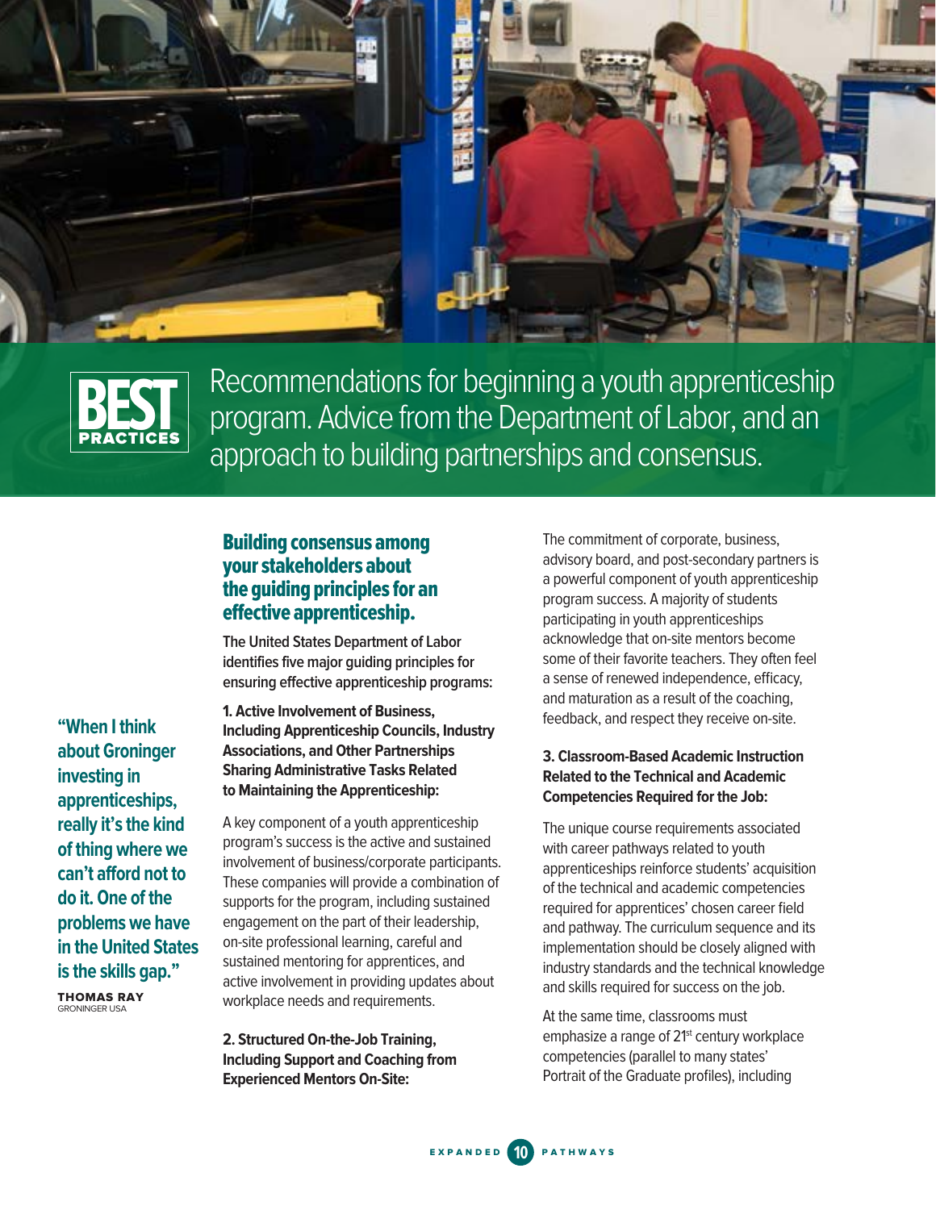**BEST PRACTICES**

Recommendations for beginning a youth apprenticeship program. Advice from the Department of Labor, and an approach to building partnerships and consensus.

> **"When I think about Groninger investing in apprenticeships, really it's the kind of thing where we can't afford not to do it. One of the problems we have in the United States is the skills gap."**
>
> THOMAS RAY
> GRONINGER USA

## Building consensus among your stakeholders about the guiding principles for an effective apprenticeship.

**The United States Department of Labor identifies five major guiding principles for ensuring effective apprenticeship programs:**

**1. Active Involvement of Business, Including Apprenticeship Councils, Industry Associations, and Other Partnerships Sharing Administrative Tasks Related to Maintaining the Apprenticeship:**

A key component of a youth apprenticeship program's success is the active and sustained involvement of business/corporate participants. These companies will provide a combination of supports for the program, including sustained engagement on the part of their leadership, on-site professional learning, careful and sustained mentoring for apprentices, and active involvement in providing updates about workplace needs and requirements.

**2. Structured On-the-Job Training, Including Support and Coaching from Experienced Mentors On-Site:**

The commitment of corporate, business, advisory board, and post-secondary partners is a powerful component of youth apprenticeship program success. A majority of students participating in youth apprenticeships acknowledge that on-site mentors become some of their favorite teachers. They often feel a sense of renewed independence, efficacy, and maturation as a result of the coaching, feedback, and respect they receive on-site.

**3. Classroom-Based Academic Instruction Related to the Technical and Academic Competencies Required for the Job:**

The unique course requirements associated with career pathways related to youth apprenticeships reinforce students' acquisition of the technical and academic competencies required for apprentices' chosen career field and pathway. The curriculum sequence and its implementation should be closely aligned with industry standards and the technical knowledge and skills required for success on the job.

At the same time, classrooms must emphasize a range of 21st century workplace competencies (parallel to many states' Portrait of the Graduate profiles), including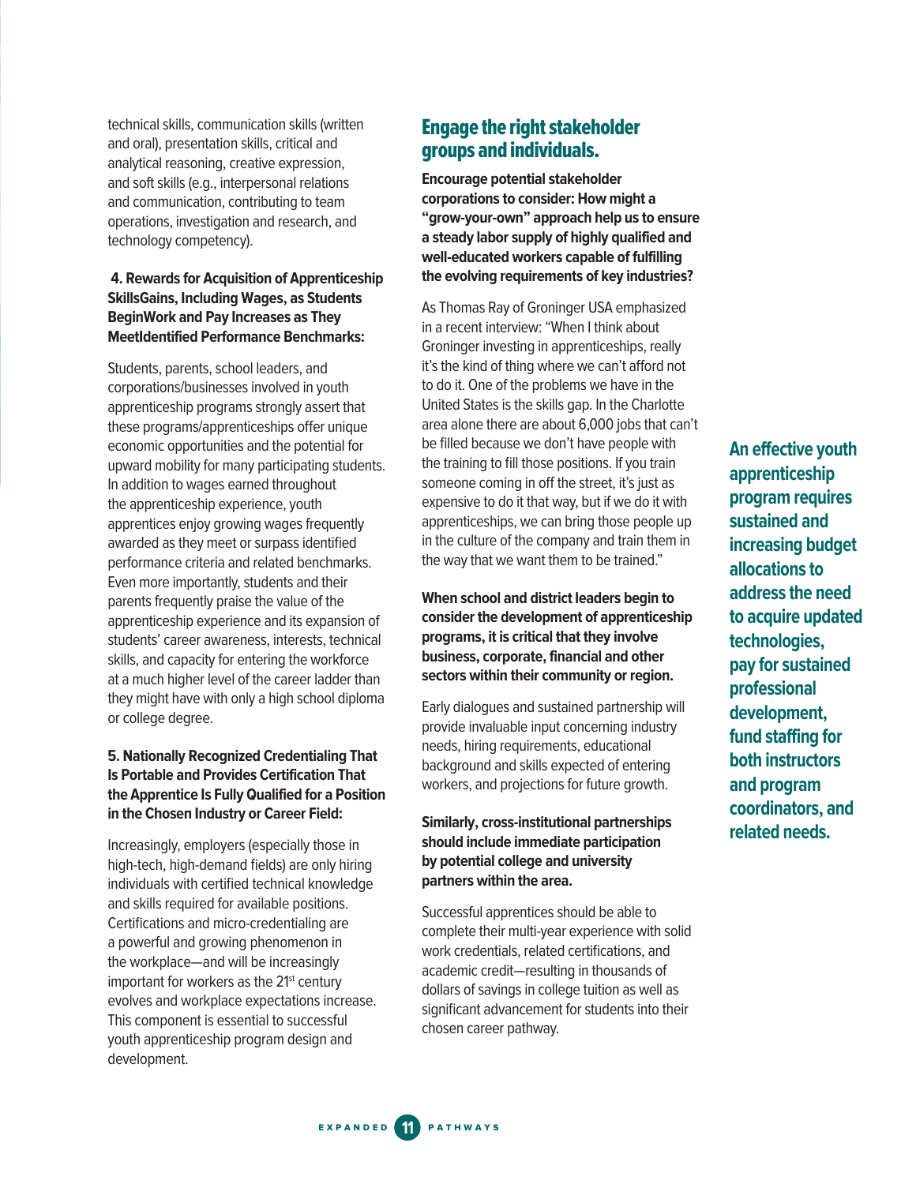technical skills, communication skills (written and oral), presentation skills, critical and analytical reasoning, creative expression, and soft skills (e.g., interpersonal relations and communication, contributing to team operations, investigation and research, and technology competency).

**4. Rewards for Acquisition of Apprenticeship SkillsGains, Including Wages, as Students BeginWork and Pay Increases as They MeetIdentified Performance Benchmarks:**

Students, parents, school leaders, and corporations/businesses involved in youth apprenticeship programs strongly assert that these programs/apprenticeships offer unique economic opportunities and the potential for upward mobility for many participating students. In addition to wages earned throughout the apprenticeship experience, youth apprentices enjoy growing wages frequently awarded as they meet or surpass identified performance criteria and related benchmarks. Even more importantly, students and their parents frequently praise the value of the apprenticeship experience and its expansion of students' career awareness, interests, technical skills, and capacity for entering the workforce at a much higher level of the career ladder than they might have with only a high school diploma or college degree.

**5. Nationally Recognized Credentialing That Is Portable and Provides Certification That the Apprentice Is Fully Qualified for a Position in the Chosen Industry or Career Field:**

Increasingly, employers (especially those in high-tech, high-demand fields) are only hiring individuals with certified technical knowledge and skills required for available positions. Certifications and micro-credentialing are a powerful and growing phenomenon in the workplace—and will be increasingly important for workers as the 21st century evolves and workplace expectations increase. This component is essential to successful youth apprenticeship program design and development.

## Engage the right stakeholder groups and individuals.

**Encourage potential stakeholder corporations to consider: How might a "grow-your-own" approach help us to ensure a steady labor supply of highly qualified and well-educated workers capable of fulfilling the evolving requirements of key industries?**

As Thomas Ray of Groninger USA emphasized in a recent interview: "When I think about Groninger investing in apprenticeships, really it's the kind of thing where we can't afford not to do it. One of the problems we have in the United States is the skills gap. In the Charlotte area alone there are about 6,000 jobs that can't be filled because we don't have people with the training to fill those positions. If you train someone coming in off the street, it's just as expensive to do it that way, but if we do it with apprenticeships, we can bring those people up in the culture of the company and train them in the way that we want them to be trained."

**When school and district leaders begin to consider the development of apprenticeship programs, it is critical that they involve business, corporate, financial and other sectors within their community or region.**

Early dialogues and sustained partnership will provide invaluable input concerning industry needs, hiring requirements, educational background and skills expected of entering workers, and projections for future growth.

**Similarly, cross-institutional partnerships should include immediate participation by potential college and university partners within the area.**

Successful apprentices should be able to complete their multi-year experience with solid work credentials, related certifications, and academic credit—resulting in thousands of dollars of savings in college tuition as well as significant advancement for students into their chosen career pathway.

**An effective youth apprenticeship program requires sustained and increasing budget allocations to address the need to acquire updated technologies, pay for sustained professional development, fund staffing for both instructors and program coordinators, and related needs.**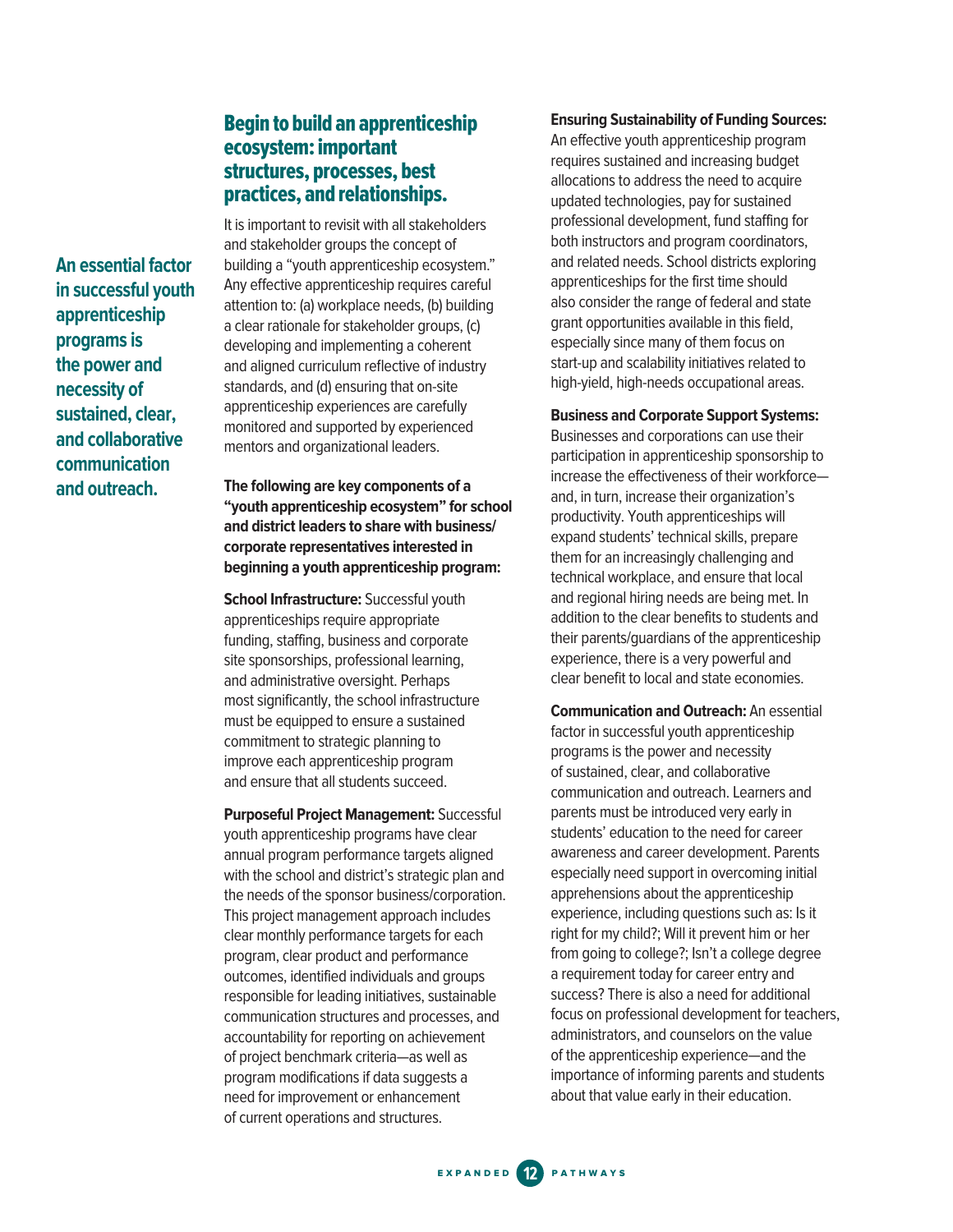## Begin to build an apprenticeship ecosystem: important structures, processes, best practices, and relationships.

**An essential factor in successful youth apprenticeship programs is the power and necessity of sustained, clear, and collaborative communication and outreach.**

It is important to revisit with all stakeholders and stakeholder groups the concept of building a "youth apprenticeship ecosystem." Any effective apprenticeship requires careful attention to: (a) workplace needs, (b) building a clear rationale for stakeholder groups, (c) developing and implementing a coherent and aligned curriculum reflective of industry standards, and (d) ensuring that on-site apprenticeship experiences are carefully monitored and supported by experienced mentors and organizational leaders.

**The following are key components of a "youth apprenticeship ecosystem" for school and district leaders to share with business/corporate representatives interested in beginning a youth apprenticeship program:**

**School Infrastructure:** Successful youth apprenticeships require appropriate funding, staffing, business and corporate site sponsorships, professional learning, and administrative oversight. Perhaps most significantly, the school infrastructure must be equipped to ensure a sustained commitment to strategic planning to improve each apprenticeship program and ensure that all students succeed.

**Purposeful Project Management:** Successful youth apprenticeship programs have clear annual program performance targets aligned with the school and district's strategic plan and the needs of the sponsor business/corporation. This project management approach includes clear monthly performance targets for each program, clear product and performance outcomes, identified individuals and groups responsible for leading initiatives, sustainable communication structures and processes, and accountability for reporting on achievement of project benchmark criteria—as well as program modifications if data suggests a need for improvement or enhancement of current operations and structures.

**Ensuring Sustainability of Funding Sources:** An effective youth apprenticeship program requires sustained and increasing budget allocations to address the need to acquire updated technologies, pay for sustained professional development, fund staffing for both instructors and program coordinators, and related needs. School districts exploring apprenticeships for the first time should also consider the range of federal and state grant opportunities available in this field, especially since many of them focus on start-up and scalability initiatives related to high-yield, high-needs occupational areas.

**Business and Corporate Support Systems:** Businesses and corporations can use their participation in apprenticeship sponsorship to increase the effectiveness of their workforce—and, in turn, increase their organization's productivity. Youth apprenticeships will expand students' technical skills, prepare them for an increasingly challenging and technical workplace, and ensure that local and regional hiring needs are being met. In addition to the clear benefits to students and their parents/guardians of the apprenticeship experience, there is a very powerful and clear benefit to local and state economies.

**Communication and Outreach:** An essential factor in successful youth apprenticeship programs is the power and necessity of sustained, clear, and collaborative communication and outreach. Learners and parents must be introduced very early in students' education to the need for career awareness and career development. Parents especially need support in overcoming initial apprehensions about the apprenticeship experience, including questions such as: Is it right for my child?; Will it prevent him or her from going to college?; Isn't a college degree a requirement today for career entry and success? There is also a need for additional focus on professional development for teachers, administrators, and counselors on the value of the apprenticeship experience—and the importance of informing parents and students about that value early in their education.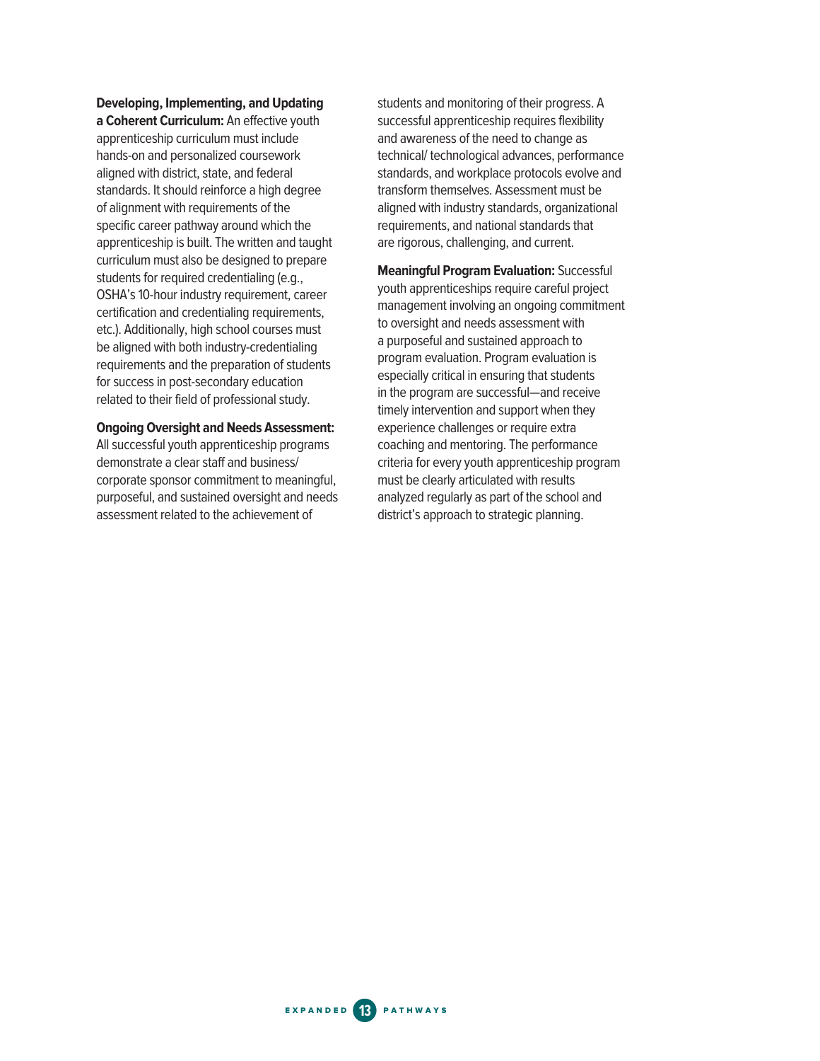**Developing, Implementing, and Updating a Coherent Curriculum:** An effective youth apprenticeship curriculum must include hands-on and personalized coursework aligned with district, state, and federal standards. It should reinforce a high degree of alignment with requirements of the specific career pathway around which the apprenticeship is built. The written and taught curriculum must also be designed to prepare students for required credentialing (e.g., OSHA's 10-hour industry requirement, career certification and credentialing requirements, etc.). Additionally, high school courses must be aligned with both industry-credentialing requirements and the preparation of students for success in post-secondary education related to their field of professional study.

**Ongoing Oversight and Needs Assessment:** All successful youth apprenticeship programs demonstrate a clear staff and business/corporate sponsor commitment to meaningful, purposeful, and sustained oversight and needs assessment related to the achievement of students and monitoring of their progress. A successful apprenticeship requires flexibility and awareness of the need to change as technical/ technological advances, performance standards, and workplace protocols evolve and transform themselves. Assessment must be aligned with industry standards, organizational requirements, and national standards that are rigorous, challenging, and current.

**Meaningful Program Evaluation:** Successful youth apprenticeships require careful project management involving an ongoing commitment to oversight and needs assessment with a purposeful and sustained approach to program evaluation. Program evaluation is especially critical in ensuring that students in the program are successful—and receive timely intervention and support when they experience challenges or require extra coaching and mentoring. The performance criteria for every youth apprenticeship program must be clearly articulated with results analyzed regularly as part of the school and district's approach to strategic planning.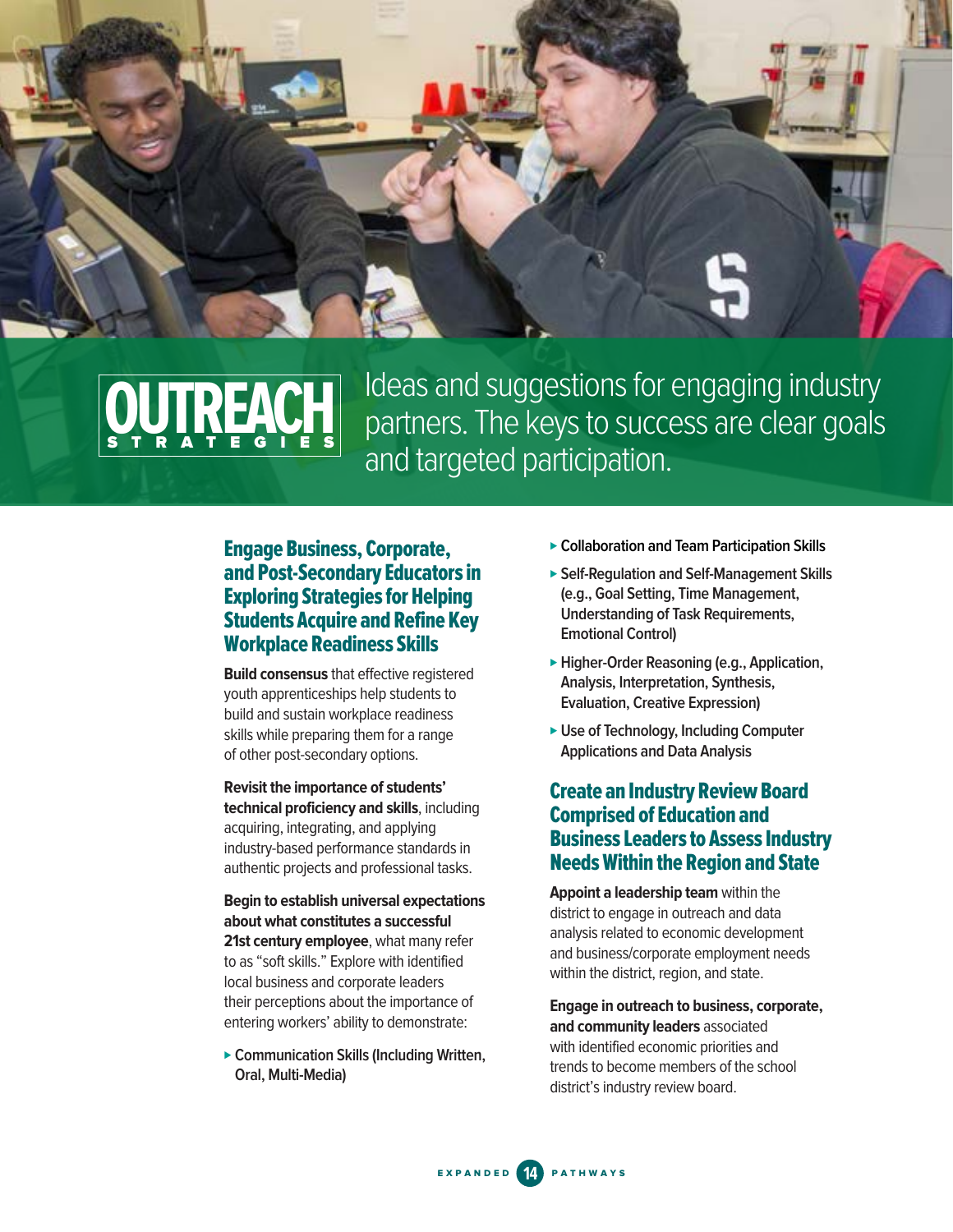# OUTREACH STRATEGIES

Ideas and suggestions for engaging industry partners. The keys to success are clear goals and targeted participation.

## Engage Business, Corporate, and Post-Secondary Educators in Exploring Strategies for Helping Students Acquire and Refine Key Workplace Readiness Skills

**Build consensus** that effective registered youth apprenticeships help students to build and sustain workplace readiness skills while preparing them for a range of other post-secondary options.

**Revisit the importance of students' technical proficiency and skills**, including acquiring, integrating, and applying industry-based performance standards in authentic projects and professional tasks.

**Begin to establish universal expectations about what constitutes a successful 21st century employee**, what many refer to as "soft skills." Explore with identified local business and corporate leaders their perceptions about the importance of entering workers' ability to demonstrate:

- **Communication Skills (Including Written, Oral, Multi-Media)**
- **Collaboration and Team Participation Skills**
- **Self-Regulation and Self-Management Skills (e.g., Goal Setting, Time Management, Understanding of Task Requirements, Emotional Control)**
- **Higher-Order Reasoning (e.g., Application, Analysis, Interpretation, Synthesis, Evaluation, Creative Expression)**
- **Use of Technology, Including Computer Applications and Data Analysis**

## Create an Industry Review Board Comprised of Education and Business Leaders to Assess Industry Needs Within the Region and State

**Appoint a leadership team** within the district to engage in outreach and data analysis related to economic development and business/corporate employment needs within the district, region, and state.

**Engage in outreach to business, corporate, and community leaders** associated with identified economic priorities and trends to become members of the school district's industry review board.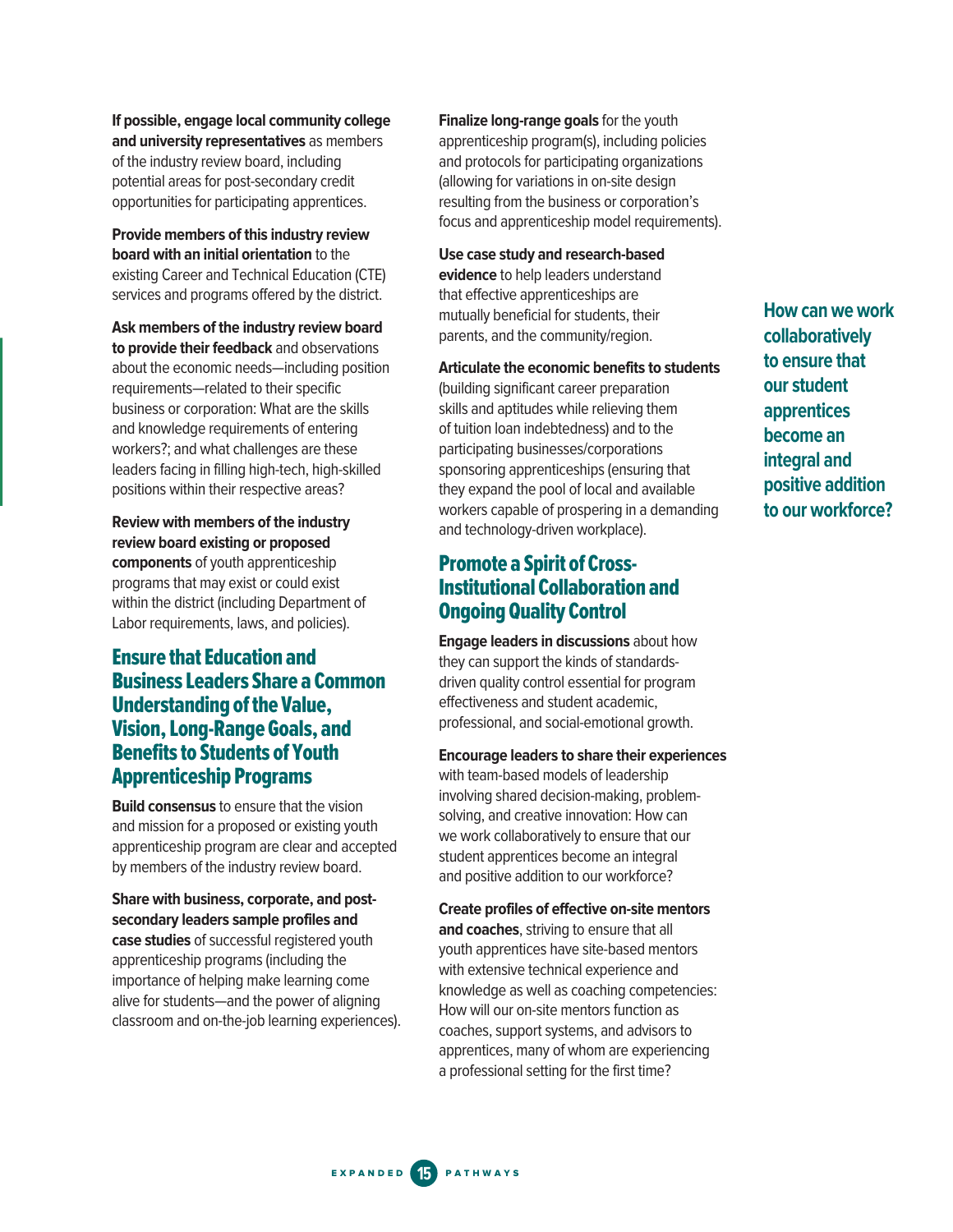**If possible, engage local community college and university representatives** as members of the industry review board, including potential areas for post-secondary credit opportunities for participating apprentices.

**Provide members of this industry review board with an initial orientation** to the existing Career and Technical Education (CTE) services and programs offered by the district.

**Ask members of the industry review board to provide their feedback** and observations about the economic needs—including position requirements—related to their specific business or corporation: What are the skills and knowledge requirements of entering workers?; and what challenges are these leaders facing in filling high-tech, high-skilled positions within their respective areas?

**Review with members of the industry review board existing or proposed components** of youth apprenticeship programs that may exist or could exist within the district (including Department of Labor requirements, laws, and policies).

## Ensure that Education and Business Leaders Share a Common Understanding of the Value, Vision, Long-Range Goals, and Benefits to Students of Youth Apprenticeship Programs

**Build consensus** to ensure that the vision and mission for a proposed or existing youth apprenticeship program are clear and accepted by members of the industry review board.

**Share with business, corporate, and post-secondary leaders sample profiles and case studies** of successful registered youth apprenticeship programs (including the importance of helping make learning come alive for students—and the power of aligning classroom and on-the-job learning experiences).

**Finalize long-range goals** for the youth apprenticeship program(s), including policies and protocols for participating organizations (allowing for variations in on-site design resulting from the business or corporation's focus and apprenticeship model requirements).

**Use case study and research-based evidence** to help leaders understand that effective apprenticeships are mutually beneficial for students, their parents, and the community/region.

**Articulate the economic benefits to students** (building significant career preparation skills and aptitudes while relieving them of tuition loan indebtedness) and to the participating businesses/corporations sponsoring apprenticeships (ensuring that they expand the pool of local and available workers capable of prospering in a demanding and technology-driven workplace).

## Promote a Spirit of Cross-Institutional Collaboration and Ongoing Quality Control

**Engage leaders in discussions** about how they can support the kinds of standards-driven quality control essential for program effectiveness and student academic, professional, and social-emotional growth.

**Encourage leaders to share their experiences** with team-based models of leadership involving shared decision-making, problem-solving, and creative innovation: How can we work collaboratively to ensure that our student apprentices become an integral and positive addition to our workforce?

**Create profiles of effective on-site mentors and coaches**, striving to ensure that all youth apprentices have site-based mentors with extensive technical experience and knowledge as well as coaching competencies: How will our on-site mentors function as coaches, support systems, and advisors to apprentices, many of whom are experiencing a professional setting for the first time?

**How can we work collaboratively to ensure that our student apprentices become an integral and positive addition to our workforce?**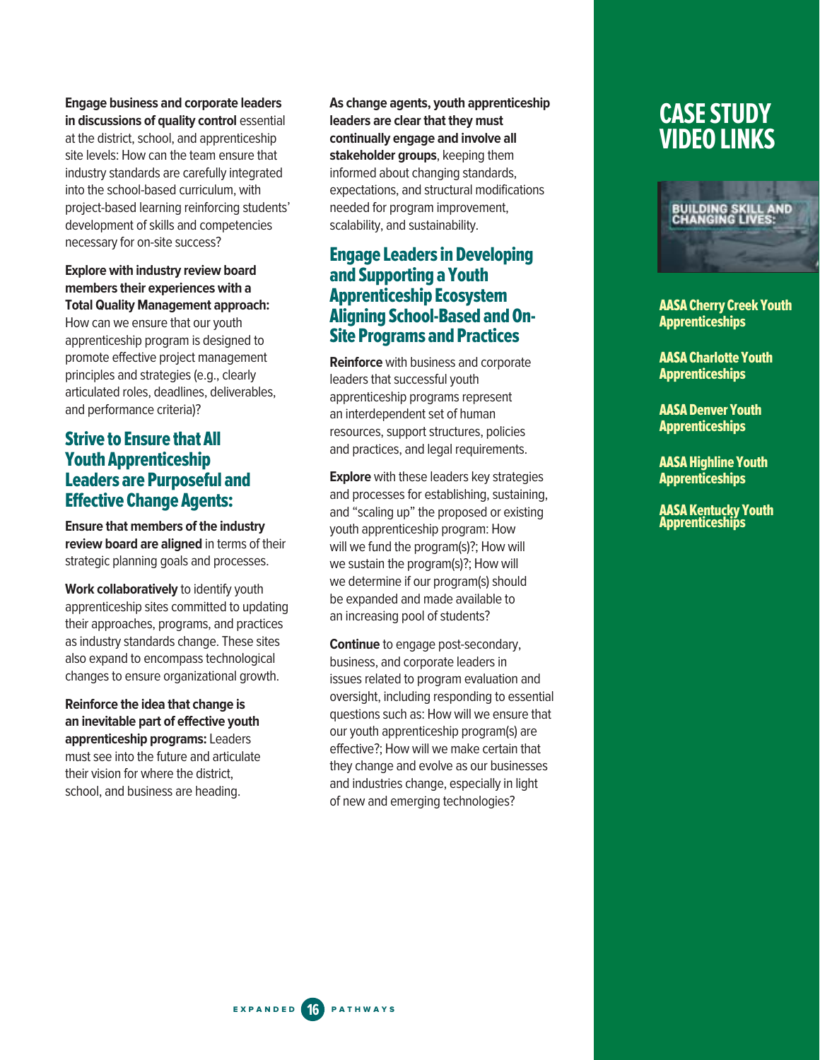**Engage business and corporate leaders in discussions of quality control** essential at the district, school, and apprenticeship site levels: How can the team ensure that industry standards are carefully integrated into the school-based curriculum, with project-based learning reinforcing students' development of skills and competencies necessary for on-site success?

**Explore with industry review board members their experiences with a Total Quality Management approach:** How can we ensure that our youth apprenticeship program is designed to promote effective project management principles and strategies (e.g., clearly articulated roles, deadlines, deliverables, and performance criteria)?

## Strive to Ensure that All Youth Apprenticeship Leaders are Purposeful and Effective Change Agents:

**Ensure that members of the industry review board are aligned** in terms of their strategic planning goals and processes.

**Work collaboratively** to identify youth apprenticeship sites committed to updating their approaches, programs, and practices as industry standards change. These sites also expand to encompass technological changes to ensure organizational growth.

**Reinforce the idea that change is an inevitable part of effective youth apprenticeship programs:** Leaders must see into the future and articulate their vision for where the district, school, and business are heading.

**As change agents, youth apprenticeship leaders are clear that they must continually engage and involve all stakeholder groups**, keeping them informed about changing standards, expectations, and structural modifications needed for program improvement, scalability, and sustainability.

## Engage Leaders in Developing and Supporting a Youth Apprenticeship Ecosystem Aligning School-Based and On-Site Programs and Practices

**Reinforce** with business and corporate leaders that successful youth apprenticeship programs represent an interdependent set of human resources, support structures, policies and practices, and legal requirements.

**Explore** with these leaders key strategies and processes for establishing, sustaining, and "scaling up" the proposed or existing youth apprenticeship program: How will we fund the program(s)?; How will we sustain the program(s)?; How will we determine if our program(s) should be expanded and made available to an increasing pool of students?

**Continue** to engage post-secondary, business, and corporate leaders in issues related to program evaluation and oversight, including responding to essential questions such as: How will we ensure that our youth apprenticeship program(s) are effective?; How will we make certain that they change and evolve as our businesses and industries change, especially in light of new and emerging technologies?

## CASE STUDY VIDEO LINKS

BUILDING SKILL AND CHANGING LIVES:

**AASA Cherry Creek Youth Apprenticeships**

**AASA Charlotte Youth Apprenticeships**

**AASA Denver Youth Apprenticeships**

**AASA Highline Youth Apprenticeships**

**AASA Kentucky Youth Apprenticeships**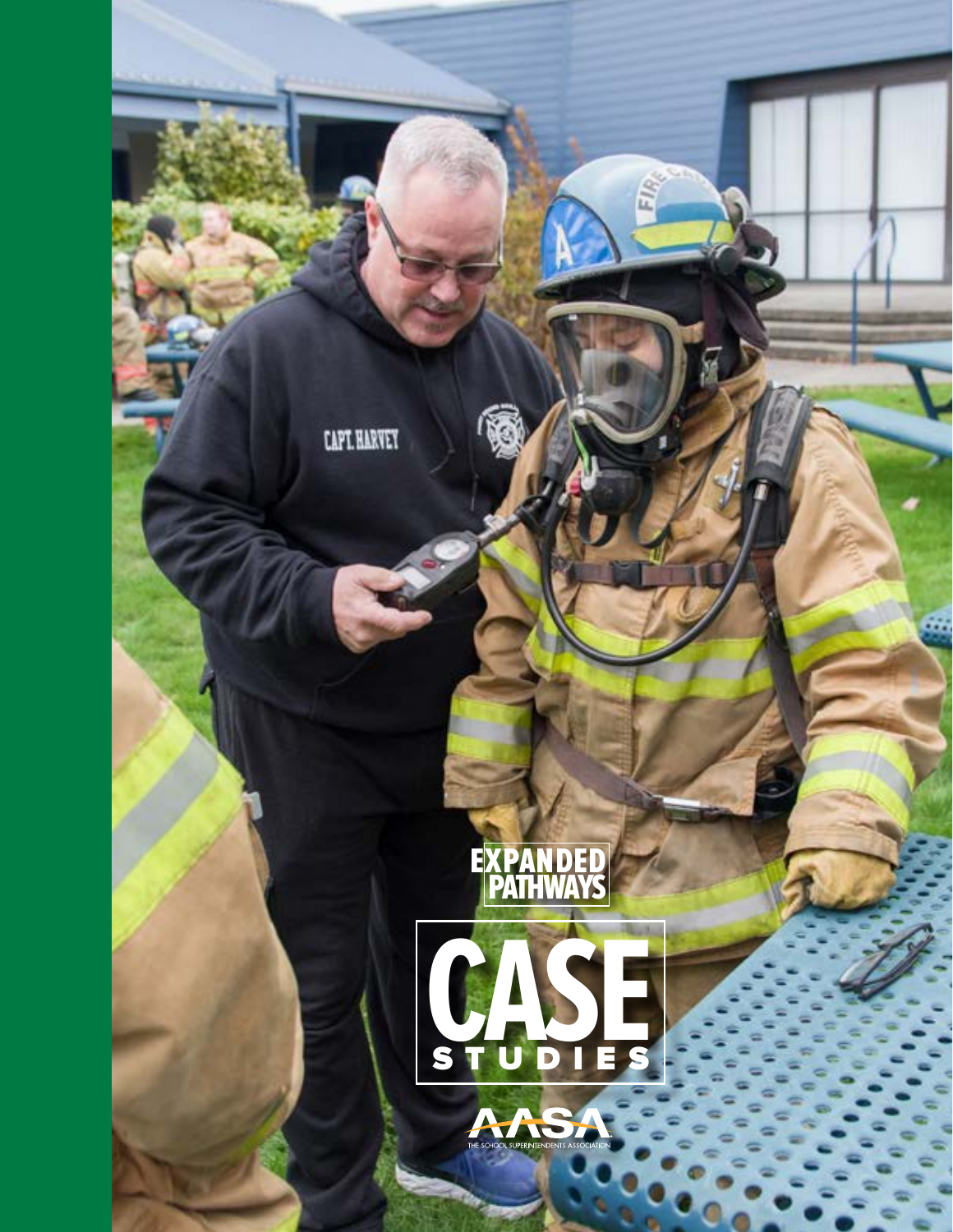EXPANDED PATHWAYS

# CASE STUDIES

AASA
THE SCHOOL SUPERINTENDENTS ASSOCIATION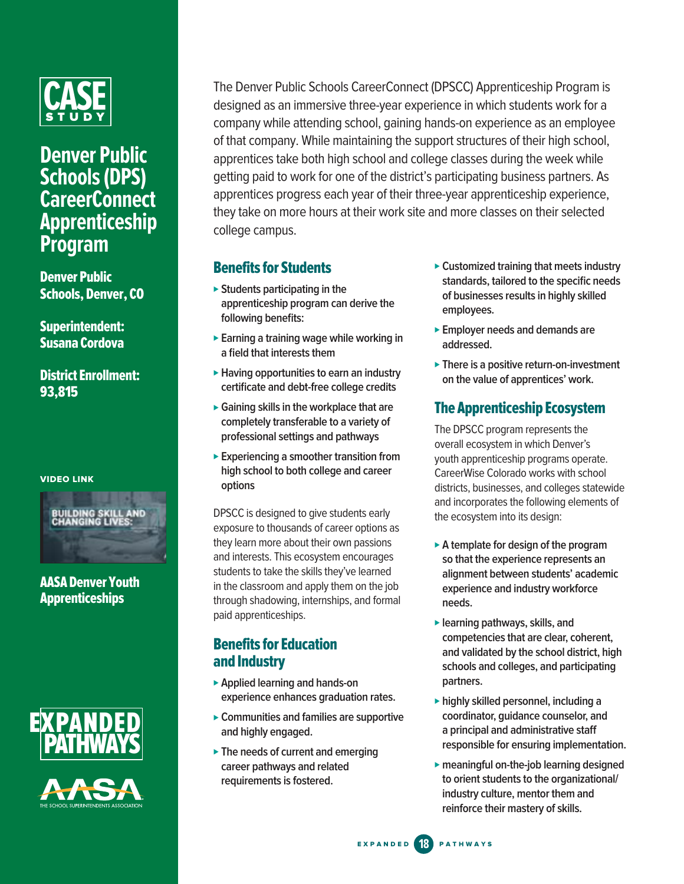CASE STUDY

# Denver Public Schools (DPS) CareerConnect Apprenticeship Program

**Denver Public Schools, Denver, CO**

**Superintendent: Susana Cordova**

**District Enrollment: 93,815**

**VIDEO LINK**

**AASA Denver Youth Apprenticeships**

The Denver Public Schools CareerConnect (DPSCC) Apprenticeship Program is designed as an immersive three-year experience in which students work for a company while attending school, gaining hands-on experience as an employee of that company. While maintaining the support structures of their high school, apprentices take both high school and college classes during the week while getting paid to work for one of the district's participating business partners. As apprentices progress each year of their three-year apprenticeship experience, they take on more hours at their work site and more classes on their selected college campus.

## Benefits for Students

- **Students participating in the apprenticeship program can derive the following benefits:**
- **Earning a training wage while working in a field that interests them**
- **Having opportunities to earn an industry certificate and debt-free college credits**
- **Gaining skills in the workplace that are completely transferable to a variety of professional settings and pathways**
- **Experiencing a smoother transition from high school to both college and career options**

DPSCC is designed to give students early exposure to thousands of career options as they learn more about their own passions and interests. This ecosystem encourages students to take the skills they've learned in the classroom and apply them on the job through shadowing, internships, and formal paid apprenticeships.

## Benefits for Education and Industry

- **Applied learning and hands-on experience enhances graduation rates.**
- **Communities and families are supportive and highly engaged.**
- **The needs of current and emerging career pathways and related requirements is fostered.**
- **Customized training that meets industry standards, tailored to the specific needs of businesses results in highly skilled employees.**
- **Employer needs and demands are addressed.**
- **There is a positive return-on-investment on the value of apprentices' work.**

## The Apprenticeship Ecosystem

The DPSCC program represents the overall ecosystem in which Denver's youth apprenticeship programs operate. CareerWise Colorado works with school districts, businesses, and colleges statewide and incorporates the following elements of the ecosystem into its design:

- **A template for design of the program so that the experience represents an alignment between students' academic experience and industry workforce needs.**
- **learning pathways, skills, and competencies that are clear, coherent, and validated by the school district, high schools and colleges, and participating partners.**
- **highly skilled personnel, including a coordinator, guidance counselor, and a principal and administrative staff responsible for ensuring implementation.**
- **meaningful on-the-job learning designed to orient students to the organizational/industry culture, mentor them and reinforce their mastery of skills.**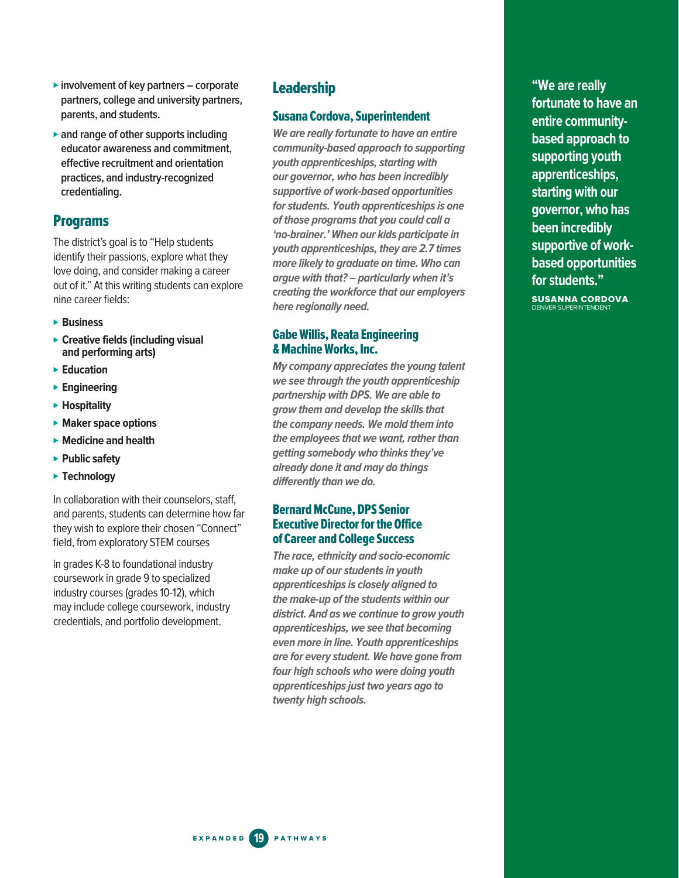- **involvement of key partners – corporate partners, college and university partners, parents, and students.**
- **and range of other supports including educator awareness and commitment, effective recruitment and orientation practices, and industry-recognized credentialing.**

## Programs

The district's goal is to "Help students identify their passions, explore what they love doing, and consider making a career out of it." At this writing students can explore nine career fields:

- **Business**
- **Creative fields (including visual and performing arts)**
- **Education**
- **Engineering**
- **Hospitality**
- **Maker space options**
- **Medicine and health**
- **Public safety**
- **Technology**

In collaboration with their counselors, staff, and parents, students can determine how far they wish to explore their chosen "Connect" field, from exploratory STEM courses in grades K-8 to foundational industry coursework in grade 9 to specialized industry courses (grades 10-12), which may include college coursework, industry credentials, and portfolio development.

## Leadership

### Susana Cordova, Superintendent

*We are really fortunate to have an entire community-based approach to supporting youth apprenticeships, starting with our governor, who has been incredibly supportive of work-based opportunities for students. Youth apprenticeships is one of those programs that you could call a 'no-brainer.' When our kids participate in youth apprenticeships, they are 2.7 times more likely to graduate on time. Who can argue with that? – particularly when it's creating the workforce that our employers here regionally need.*

### Gabe Willis, Reata Engineering & Machine Works, Inc.

*My company appreciates the young talent we see through the youth apprenticeship partnership with DPS. We are able to grow them and develop the skills that the company needs. We mold them into the employees that we want, rather than getting somebody who thinks they've already done it and may do things differently than we do.*

### Bernard McCune, DPS Senior Executive Director for the Office of Career and College Success

*The race, ethnicity and socio-economic make up of our students in youth apprenticeships is closely aligned to the make-up of the students within our district. And as we continue to grow youth apprenticeships, we see that becoming even more in line. Youth apprenticeships are for every student. We have gone from four high schools who were doing youth apprenticeships just two years ago to twenty high schools.*

**"We are really fortunate to have an entire community-based approach to supporting youth apprenticeships, starting with our governor, who has been incredibly supportive of work-based opportunities for students."**

**SUSANNA CORDOVA**
DENVER SUPERINTENDENT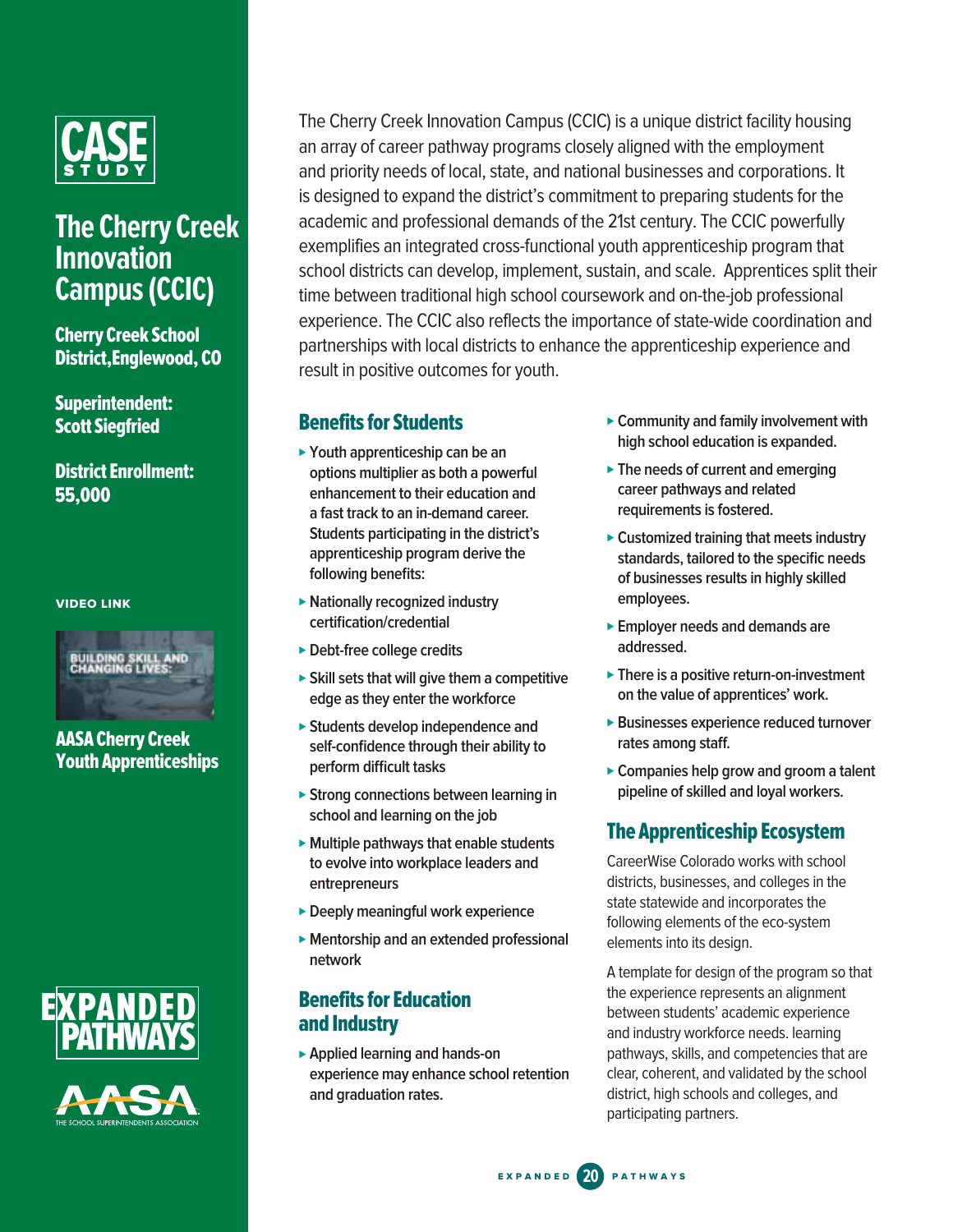# CASE STUDY

## The Cherry Creek Innovation Campus (CCIC)

**Cherry Creek School District, Englewood, CO**

**Superintendent: Scott Siegfried**

**District Enrollment: 55,000**

VIDEO LINK

**AASA Cherry Creek Youth Apprenticeships**

The Cherry Creek Innovation Campus (CCIC) is a unique district facility housing an array of career pathway programs closely aligned with the employment and priority needs of local, state, and national businesses and corporations. It is designed to expand the district's commitment to preparing students for the academic and professional demands of the 21st century. The CCIC powerfully exemplifies an integrated cross-functional youth apprenticeship program that school districts can develop, implement, sustain, and scale. Apprentices split their time between traditional high school coursework and on-the-job professional experience. The CCIC also reflects the importance of state-wide coordination and partnerships with local districts to enhance the apprenticeship experience and result in positive outcomes for youth.

### Benefits for Students

- Youth apprenticeship can be an options multiplier as both a powerful enhancement to their education and a fast track to an in-demand career. Students participating in the district's apprenticeship program derive the following benefits:
- Nationally recognized industry certification/credential
- Debt-free college credits
- Skill sets that will give them a competitive edge as they enter the workforce
- Students develop independence and self-confidence through their ability to perform difficult tasks
- Strong connections between learning in school and learning on the job
- Multiple pathways that enable students to evolve into workplace leaders and entrepreneurs
- Deeply meaningful work experience
- Mentorship and an extended professional network

### Benefits for Education and Industry

- Applied learning and hands-on experience may enhance school retention and graduation rates.
- Community and family involvement with high school education is expanded.
- The needs of current and emerging career pathways and related requirements is fostered.
- Customized training that meets industry standards, tailored to the specific needs of businesses results in highly skilled employees.
- Employer needs and demands are addressed.
- There is a positive return-on-investment on the value of apprentices' work.
- Businesses experience reduced turnover rates among staff.
- Companies help grow and groom a talent pipeline of skilled and loyal workers.

### The Apprenticeship Ecosystem

CareerWise Colorado works with school districts, businesses, and colleges in the state statewide and incorporates the following elements of the eco-system elements into its design.

A template for design of the program so that the experience represents an alignment between students' academic experience and industry workforce needs. learning pathways, skills, and competencies that are clear, coherent, and validated by the school district, high schools and colleges, and participating partners.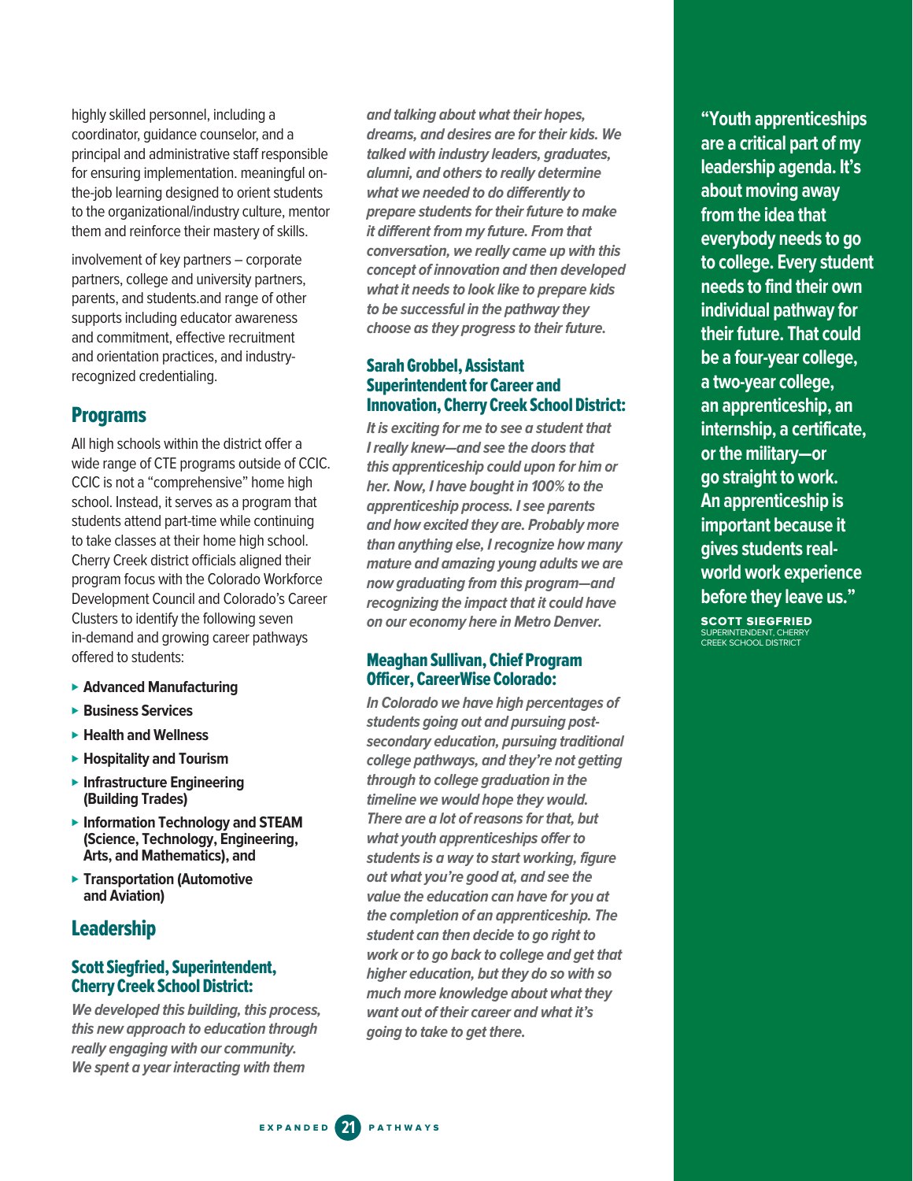highly skilled personnel, including a coordinator, guidance counselor, and a principal and administrative staff responsible for ensuring implementation. meaningful on-the-job learning designed to orient students to the organizational/industry culture, mentor them and reinforce their mastery of skills.

involvement of key partners – corporate partners, college and university partners, parents, and students.and range of other supports including educator awareness and commitment, effective recruitment and orientation practices, and industry-recognized credentialing.

## Programs

All high schools within the district offer a wide range of CTE programs outside of CCIC. CCIC is not a "comprehensive" home high school. Instead, it serves as a program that students attend part-time while continuing to take classes at their home high school. Cherry Creek district officials aligned their program focus with the Colorado Workforce Development Council and Colorado's Career Clusters to identify the following seven in-demand and growing career pathways offered to students:

- **Advanced Manufacturing**
- **Business Services**
- **Health and Wellness**
- **Hospitality and Tourism**
- **Infrastructure Engineering (Building Trades)**
- **Information Technology and STEAM (Science, Technology, Engineering, Arts, and Mathematics), and**
- **Transportation (Automotive and Aviation)**

## Leadership

### Scott Siegfried, Superintendent, Cherry Creek School District:

***We developed this building, this process, this new approach to education through really engaging with our community. We spent a year interacting with them and talking about what their hopes, dreams, and desires are for their kids. We talked with industry leaders, graduates, alumni, and others to really determine what we needed to do differently to prepare students for their future to make it different from my future. From that conversation, we really came up with this concept of innovation and then developed what it needs to look like to prepare kids to be successful in the pathway they choose as they progress to their future.***

### Sarah Grobbel, Assistant Superintendent for Career and Innovation, Cherry Creek School District:

***It is exciting for me to see a student that I really knew—and see the doors that this apprenticeship could upon for him or her. Now, I have bought in 100% to the apprenticeship process. I see parents and how excited they are. Probably more than anything else, I recognize how many mature and amazing young adults we are now graduating from this program—and recognizing the impact that it could have on our economy here in Metro Denver.***

### Meaghan Sullivan, Chief Program Officer, CareerWise Colorado:

***In Colorado we have high percentages of students going out and pursuing post-secondary education, pursuing traditional college pathways, and they're not getting through to college graduation in the timeline we would hope they would. There are a lot of reasons for that, but what youth apprenticeships offer to students is a way to start working, figure out what you're good at, and see the value the education can have for you at the completion of an apprenticeship. The student can then decide to go right to work or to go back to college and get that higher education, but they do so with so much more knowledge about what they want out of their career and what it's going to take to get there.***

**"Youth apprenticeships are a critical part of my leadership agenda. It's about moving away from the idea that everybody needs to go to college. Every student needs to find their own individual pathway for their future. That could be a four-year college, a two-year college, an apprenticeship, an internship, a certificate, or the military—or go straight to work. An apprenticeship is important because it gives students real-world work experience before they leave us."**

**SCOTT SIEGFRIED**
SUPERINTENDENT, CHERRY CREEK SCHOOL DISTRICT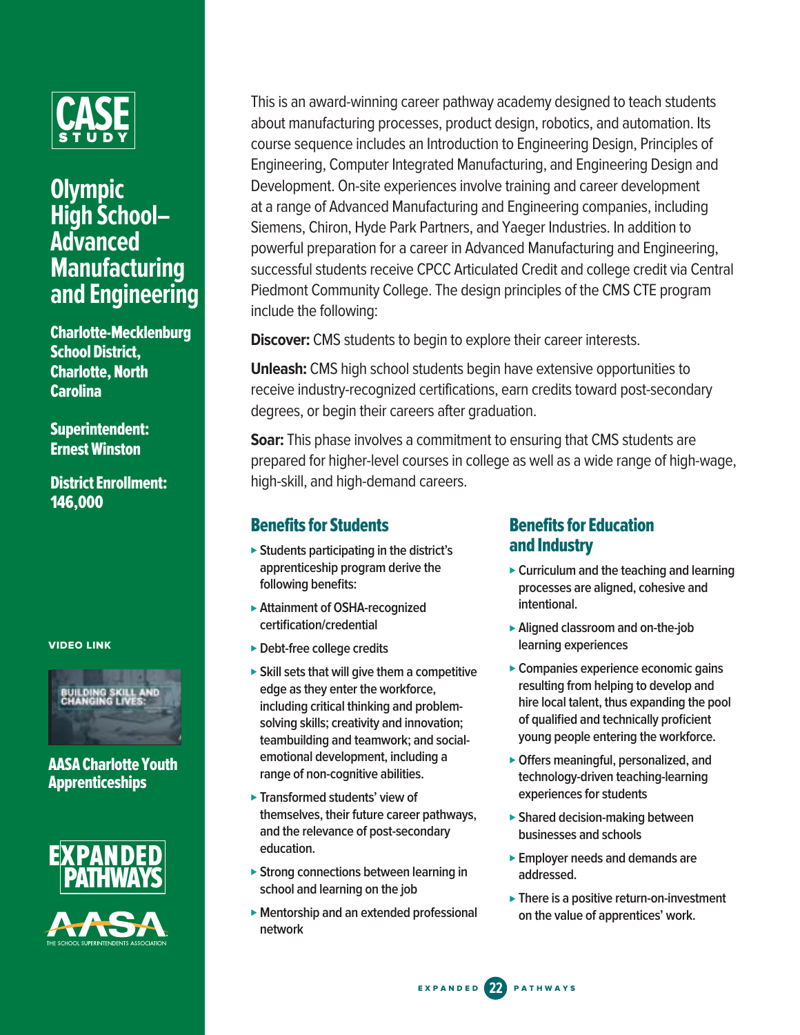CASE STUDY

# Olympic High School–Advanced Manufacturing and Engineering

**Charlotte-Mecklenburg School District, Charlotte, North Carolina**

**Superintendent: Ernest Winston**

**District Enrollment: 146,000**

VIDEO LINK

**AASA Charlotte Youth Apprenticeships**

This is an award-winning career pathway academy designed to teach students about manufacturing processes, product design, robotics, and automation. Its course sequence includes an Introduction to Engineering Design, Principles of Engineering, Computer Integrated Manufacturing, and Engineering Design and Development. On-site experiences involve training and career development at a range of Advanced Manufacturing and Engineering companies, including Siemens, Chiron, Hyde Park Partners, and Yaeger Industries. In addition to powerful preparation for a career in Advanced Manufacturing and Engineering, successful students receive CPCC Articulated Credit and college credit via Central Piedmont Community College. The design principles of the CMS CTE program include the following:

**Discover:** CMS students to begin to explore their career interests.

**Unleash:** CMS high school students begin have extensive opportunities to receive industry-recognized certifications, earn credits toward post-secondary degrees, or begin their careers after graduation.

**Soar:** This phase involves a commitment to ensuring that CMS students are prepared for higher-level courses in college as well as a wide range of high-wage, high-skill, and high-demand careers.

## Benefits for Students

- Students participating in the district's apprenticeship program derive the following benefits:
- Attainment of OSHA-recognized certification/credential
- Debt-free college credits
- Skill sets that will give them a competitive edge as they enter the workforce, including critical thinking and problem-solving skills; creativity and innovation; teambuilding and teamwork; and social-emotional development, including a range of non-cognitive abilities.
- Transformed students' view of themselves, their future career pathways, and the relevance of post-secondary education.
- Strong connections between learning in school and learning on the job
- Mentorship and an extended professional network

## Benefits for Education and Industry

- Curriculum and the teaching and learning processes are aligned, cohesive and intentional.
- Aligned classroom and on-the-job learning experiences
- Companies experience economic gains resulting from helping to develop and hire local talent, thus expanding the pool of qualified and technically proficient young people entering the workforce.
- Offers meaningful, personalized, and technology-driven teaching-learning experiences for students
- Shared decision-making between businesses and schools
- Employer needs and demands are addressed.
- There is a positive return-on-investment on the value of apprentices' work.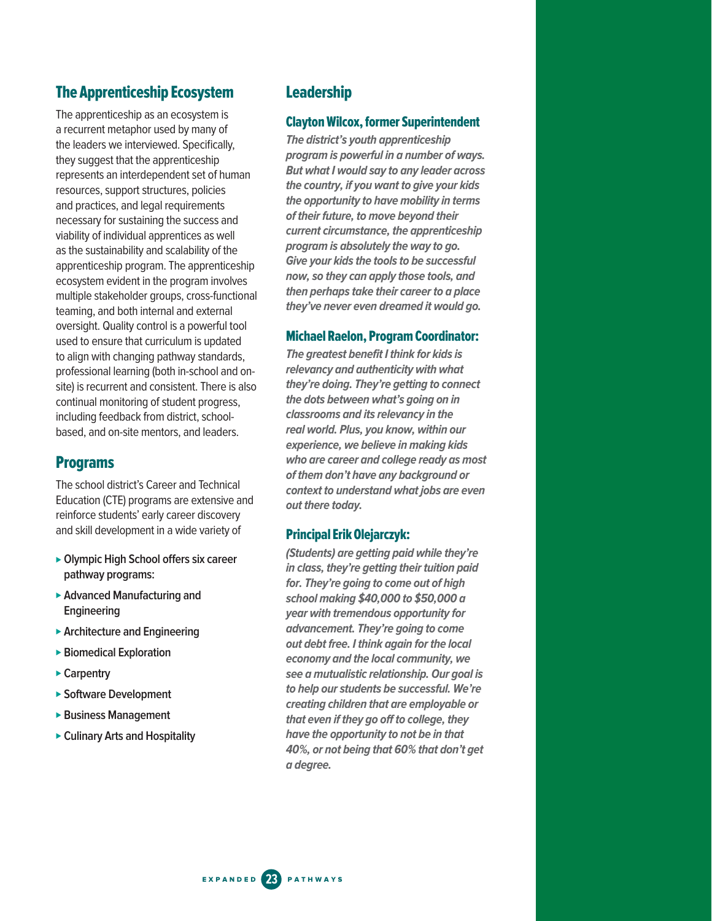## The Apprenticeship Ecosystem

The apprenticeship as an ecosystem is a recurrent metaphor used by many of the leaders we interviewed. Specifically, they suggest that the apprenticeship represents an interdependent set of human resources, support structures, policies and practices, and legal requirements necessary for sustaining the success and viability of individual apprentices as well as the sustainability and scalability of the apprenticeship program. The apprenticeship ecosystem evident in the program involves multiple stakeholder groups, cross-functional teaming, and both internal and external oversight. Quality control is a powerful tool used to ensure that curriculum is updated to align with changing pathway standards, professional learning (both in-school and on-site) is recurrent and consistent. There is also continual monitoring of student progress, including feedback from district, school-based, and on-site mentors, and leaders.

## Programs

The school district's Career and Technical Education (CTE) programs are extensive and reinforce students' early career discovery and skill development in a wide variety of

- Olympic High School offers six career pathway programs:
- Advanced Manufacturing and Engineering
- Architecture and Engineering
- Biomedical Exploration
- Carpentry
- Software Development
- Business Management
- Culinary Arts and Hospitality

## Leadership

### Clayton Wilcox, former Superintendent

***The district's youth apprenticeship program is powerful in a number of ways. But what I would say to any leader across the country, if you want to give your kids the opportunity to have mobility in terms of their future, to move beyond their current circumstance, the apprenticeship program is absolutely the way to go. Give your kids the tools to be successful now, so they can apply those tools, and then perhaps take their career to a place they've never even dreamed it would go.***

### Michael Raelon, Program Coordinator:

***The greatest benefit I think for kids is relevancy and authenticity with what they're doing. They're getting to connect the dots between what's going on in classrooms and its relevancy in the real world. Plus, you know, within our experience, we believe in making kids who are career and college ready as most of them don't have any background or context to understand what jobs are even out there today.***

### Principal Erik Olejarczyk:

***(Students) are getting paid while they're in class, they're getting their tuition paid for. They're going to come out of high school making $40,000 to $50,000 a year with tremendous opportunity for advancement. They're going to come out debt free. I think again for the local economy and the local community, we see a mutualistic relationship. Our goal is to help our students be successful. We're creating children that are employable or that even if they go off to college, they have the opportunity to not be in that 40%, or not being that 60% that don't get a degree.***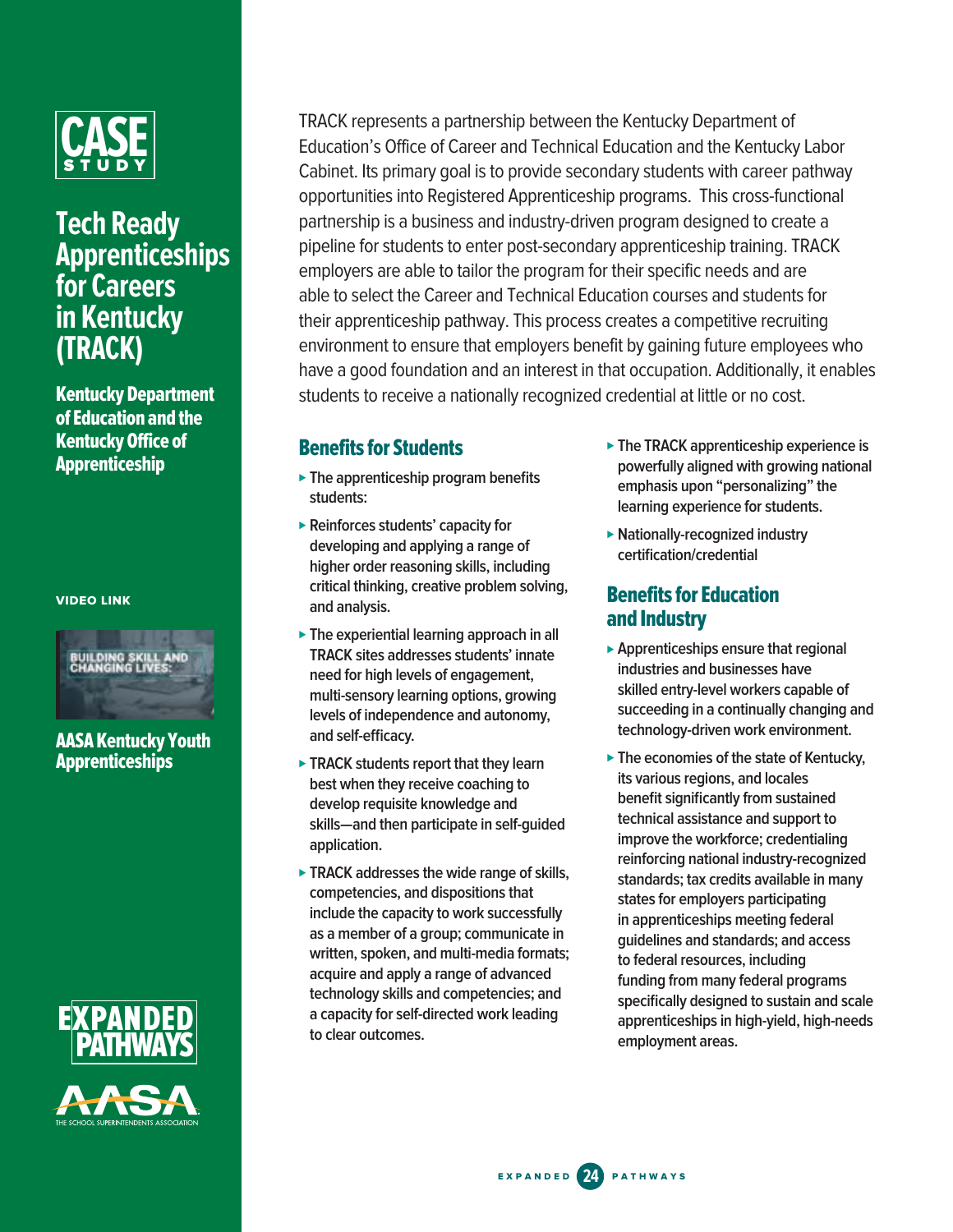CASE STUDY

# Tech Ready Apprenticeships for Careers in Kentucky (TRACK)

**Kentucky Department of Education and the Kentucky Office of Apprenticeship**

VIDEO LINK

BUILDING SKILL AND CHANGING LIVES:

**AASA Kentucky Youth Apprenticeships**

TRACK represents a partnership between the Kentucky Department of Education's Office of Career and Technical Education and the Kentucky Labor Cabinet. Its primary goal is to provide secondary students with career pathway opportunities into Registered Apprenticeship programs. This cross-functional partnership is a business and industry-driven program designed to create a pipeline for students to enter post-secondary apprenticeship training. TRACK employers are able to tailor the program for their specific needs and are able to select the Career and Technical Education courses and students for their apprenticeship pathway. This process creates a competitive recruiting environment to ensure that employers benefit by gaining future employees who have a good foundation and an interest in that occupation. Additionally, it enables students to receive a nationally recognized credential at little or no cost.

## Benefits for Students

- The apprenticeship program benefits students:
- Reinforces students' capacity for developing and applying a range of higher order reasoning skills, including critical thinking, creative problem solving, and analysis.
- The experiential learning approach in all TRACK sites addresses students' innate need for high levels of engagement, multi-sensory learning options, growing levels of independence and autonomy, and self-efficacy.
- TRACK students report that they learn best when they receive coaching to develop requisite knowledge and skills—and then participate in self-guided application.
- TRACK addresses the wide range of skills, competencies, and dispositions that include the capacity to work successfully as a member of a group; communicate in written, spoken, and multi-media formats; acquire and apply a range of advanced technology skills and competencies; and a capacity for self-directed work leading to clear outcomes.
- The TRACK apprenticeship experience is powerfully aligned with growing national emphasis upon "personalizing" the learning experience for students.
- Nationally-recognized industry certification/credential

## Benefits for Education and Industry

- Apprenticeships ensure that regional industries and businesses have skilled entry-level workers capable of succeeding in a continually changing and technology-driven work environment.
- The economies of the state of Kentucky, its various regions, and locales benefit significantly from sustained technical assistance and support to improve the workforce; credentialing reinforcing national industry-recognized standards; tax credits available in many states for employers participating in apprenticeships meeting federal guidelines and standards; and access to federal resources, including funding from many federal programs specifically designed to sustain and scale apprenticeships in high-yield, high-needs employment areas.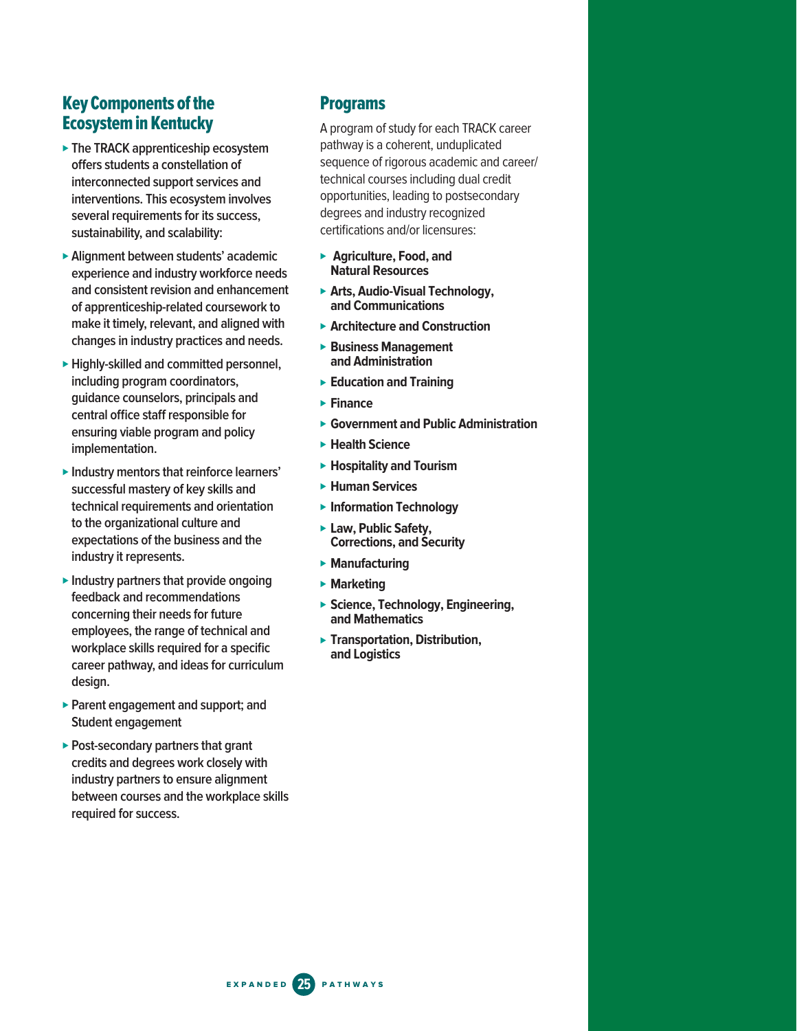## Key Components of the Ecosystem in Kentucky

- **The TRACK apprenticeship ecosystem offers students a constellation of interconnected support services and interventions. This ecosystem involves several requirements for its success, sustainability, and scalability:**
- **Alignment between students' academic experience and industry workforce needs and consistent revision and enhancement of apprenticeship-related coursework to make it timely, relevant, and aligned with changes in industry practices and needs.**
- **Highly-skilled and committed personnel, including program coordinators, guidance counselors, principals and central office staff responsible for ensuring viable program and policy implementation.**
- **Industry mentors that reinforce learners' successful mastery of key skills and technical requirements and orientation to the organizational culture and expectations of the business and the industry it represents.**
- **Industry partners that provide ongoing feedback and recommendations concerning their needs for future employees, the range of technical and workplace skills required for a specific career pathway, and ideas for curriculum design.**
- **Parent engagement and support; and Student engagement**
- **Post-secondary partners that grant credits and degrees work closely with industry partners to ensure alignment between courses and the workplace skills required for success.**

## Programs

A program of study for each TRACK career pathway is a coherent, unduplicated sequence of rigorous academic and career/technical courses including dual credit opportunities, leading to postsecondary degrees and industry recognized certifications and/or licensures:

- **Agriculture, Food, and Natural Resources**
- **Arts, Audio-Visual Technology, and Communications**
- **Architecture and Construction**
- **Business Management and Administration**
- **Education and Training**
- **Finance**
- **Government and Public Administration**
- **Health Science**
- **Hospitality and Tourism**
- **Human Services**
- **Information Technology**
- **Law, Public Safety, Corrections, and Security**
- **Manufacturing**
- **Marketing**
- **Science, Technology, Engineering, and Mathematics**
- **Transportation, Distribution, and Logistics**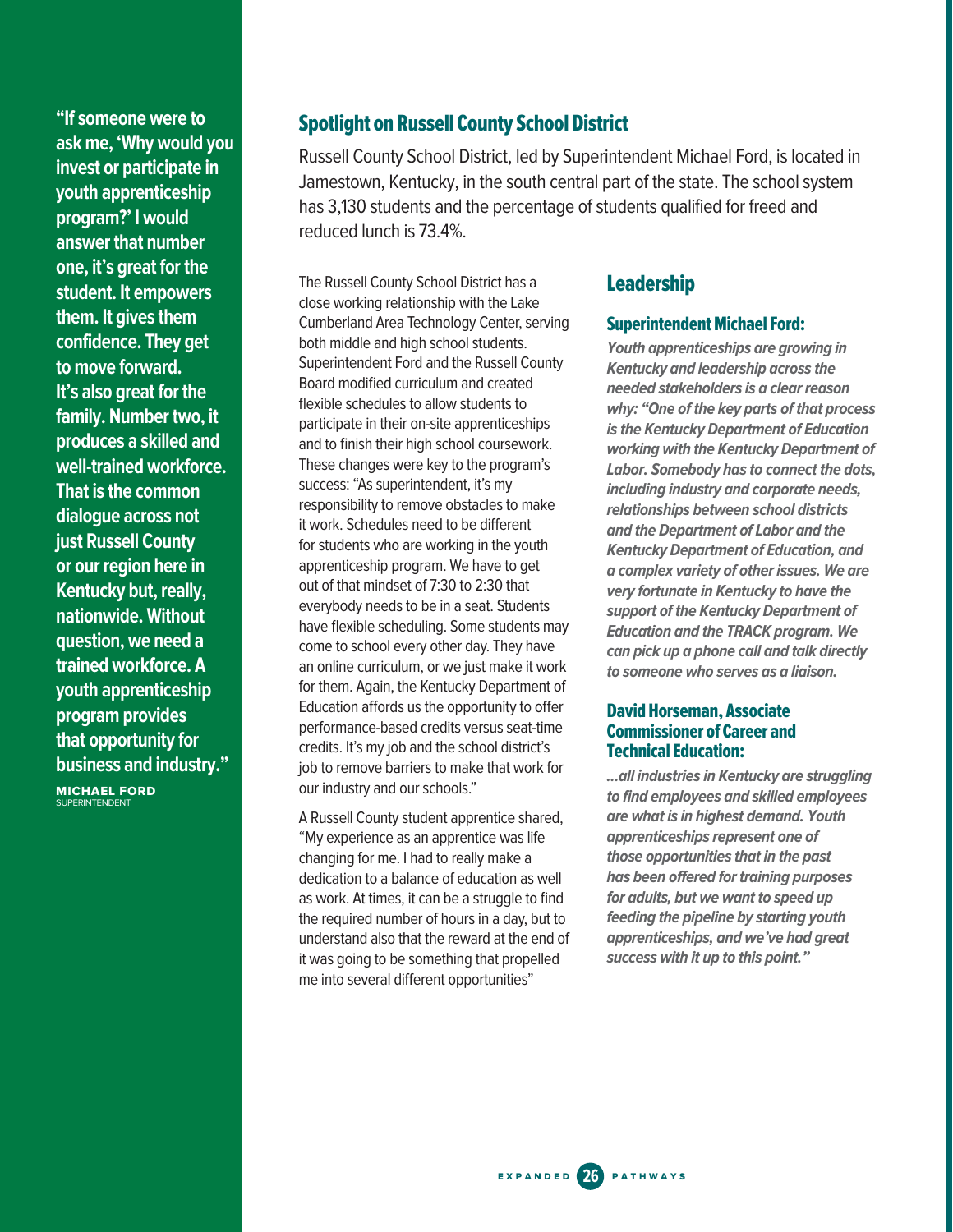> **"If someone were to ask me, 'Why would you invest or participate in youth apprenticeship program?' I would answer that number one, it's great for the student. It empowers them. It gives them confidence. They get to move forward. It's also great for the family. Number two, it produces a skilled and well-trained workforce. That is the common dialogue across not just Russell County or our region here in Kentucky but, really, nationwide. Without question, we need a trained workforce. A youth apprenticeship program provides that opportunity for business and industry."**
>
> **MICHAEL FORD**
> SUPERINTENDENT

## Spotlight on Russell County School District

Russell County School District, led by Superintendent Michael Ford, is located in Jamestown, Kentucky, in the south central part of the state. The school system has 3,130 students and the percentage of students qualified for freed and reduced lunch is 73.4%.

The Russell County School District has a close working relationship with the Lake Cumberland Area Technology Center, serving both middle and high school students. Superintendent Ford and the Russell County Board modified curriculum and created flexible schedules to allow students to participate in their on-site apprenticeships and to finish their high school coursework. These changes were key to the program's success: "As superintendent, it's my responsibility to remove obstacles to make it work. Schedules need to be different for students who are working in the youth apprenticeship program. We have to get out of that mindset of 7:30 to 2:30 that everybody needs to be in a seat. Students have flexible scheduling. Some students may come to school every other day. They have an online curriculum, or we just make it work for them. Again, the Kentucky Department of Education affords us the opportunity to offer performance-based credits versus seat-time credits. It's my job and the school district's job to remove barriers to make that work for our industry and our schools."

A Russell County student apprentice shared, "My experience as an apprentice was life changing for me. I had to really make a dedication to a balance of education as well as work. At times, it can be a struggle to find the required number of hours in a day, but to understand also that the reward at the end of it was going to be something that propelled me into several different opportunities"

## Leadership

### Superintendent Michael Ford:

***Youth apprenticeships are growing in Kentucky and leadership across the needed stakeholders is a clear reason why: "One of the key parts of that process is the Kentucky Department of Education working with the Kentucky Department of Labor. Somebody has to connect the dots, including industry and corporate needs, relationships between school districts and the Department of Labor and the Kentucky Department of Education, and a complex variety of other issues. We are very fortunate in Kentucky to have the support of the Kentucky Department of Education and the TRACK program. We can pick up a phone call and talk directly to someone who serves as a liaison.***

### David Horseman, Associate Commissioner of Career and Technical Education:

***...all industries in Kentucky are struggling to find employees and skilled employees are what is in highest demand. Youth apprenticeships represent one of those opportunities that in the past has been offered for training purposes for adults, but we want to speed up feeding the pipeline by starting youth apprenticeships, and we've had great success with it up to this point."***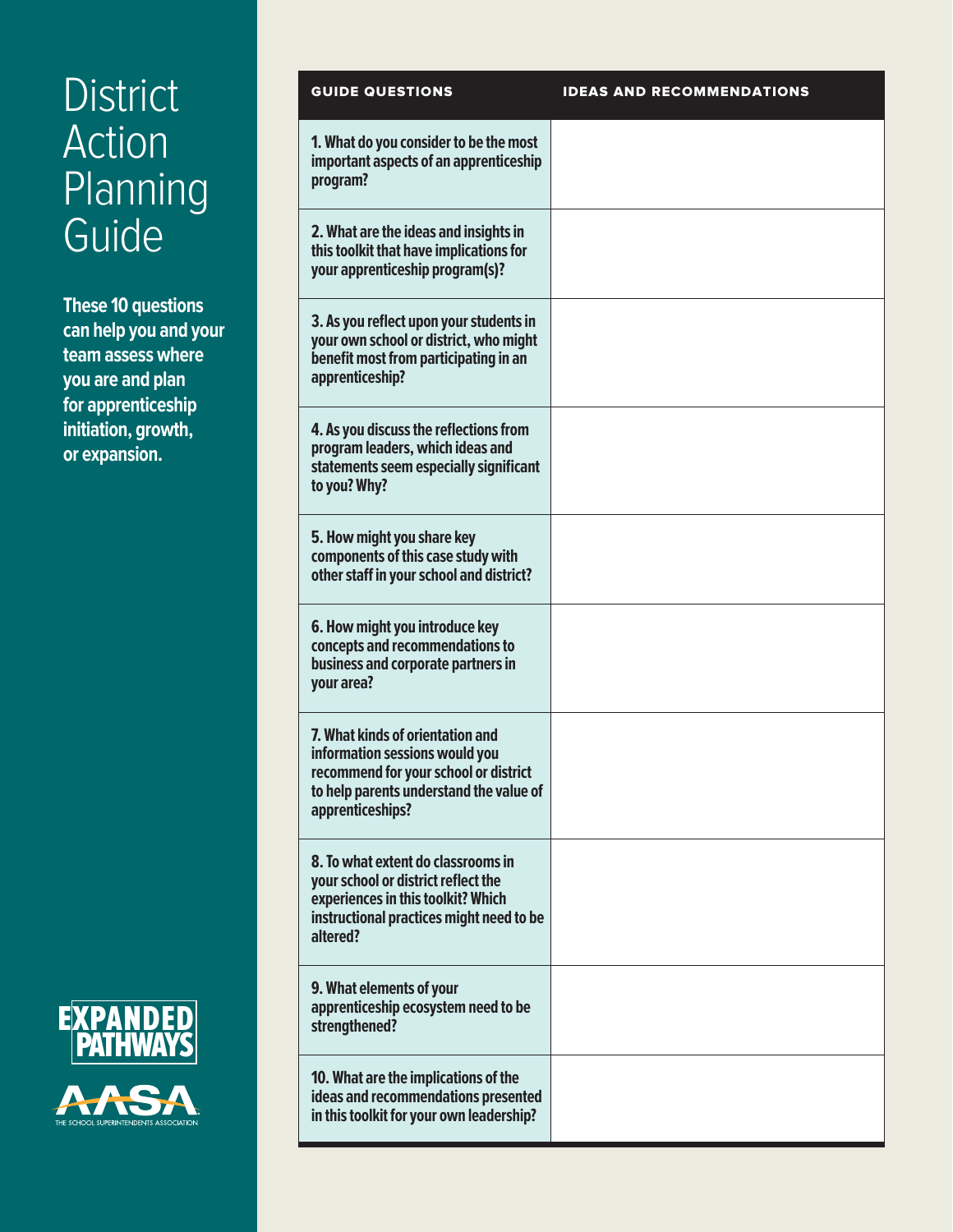# District Action Planning Guide

**These 10 questions can help you and your team assess where you are and plan for apprenticeship initiation, growth, or expansion.**

| GUIDE QUESTIONS | IDEAS AND RECOMMENDATIONS |
|---|---|
| **1. What do you consider to be the most important aspects of an apprenticeship program?** | |
| **2. What are the ideas and insights in this toolkit that have implications for your apprenticeship program(s)?** | |
| **3. As you reflect upon your students in your own school or district, who might benefit most from participating in an apprenticeship?** | |
| **4. As you discuss the reflections from program leaders, which ideas and statements seem especially significant to you? Why?** | |
| **5. How might you share key components of this case study with other staff in your school and district?** | |
| **6. How might you introduce key concepts and recommendations to business and corporate partners in your area?** | |
| **7. What kinds of orientation and information sessions would you recommend for your school or district to help parents understand the value of apprenticeships?** | |
| **8. To what extent do classrooms in your school or district reflect the experiences in this toolkit? Which instructional practices might need to be altered?** | |
| **9. What elements of your apprenticeship ecosystem need to be strengthened?** | |
| **10. What are the implications of the ideas and recommendations presented in this toolkit for your own leadership?** | |

EXPANDED PATHWAYS

AASA
THE SCHOOL SUPERINTENDENTS ASSOCIATION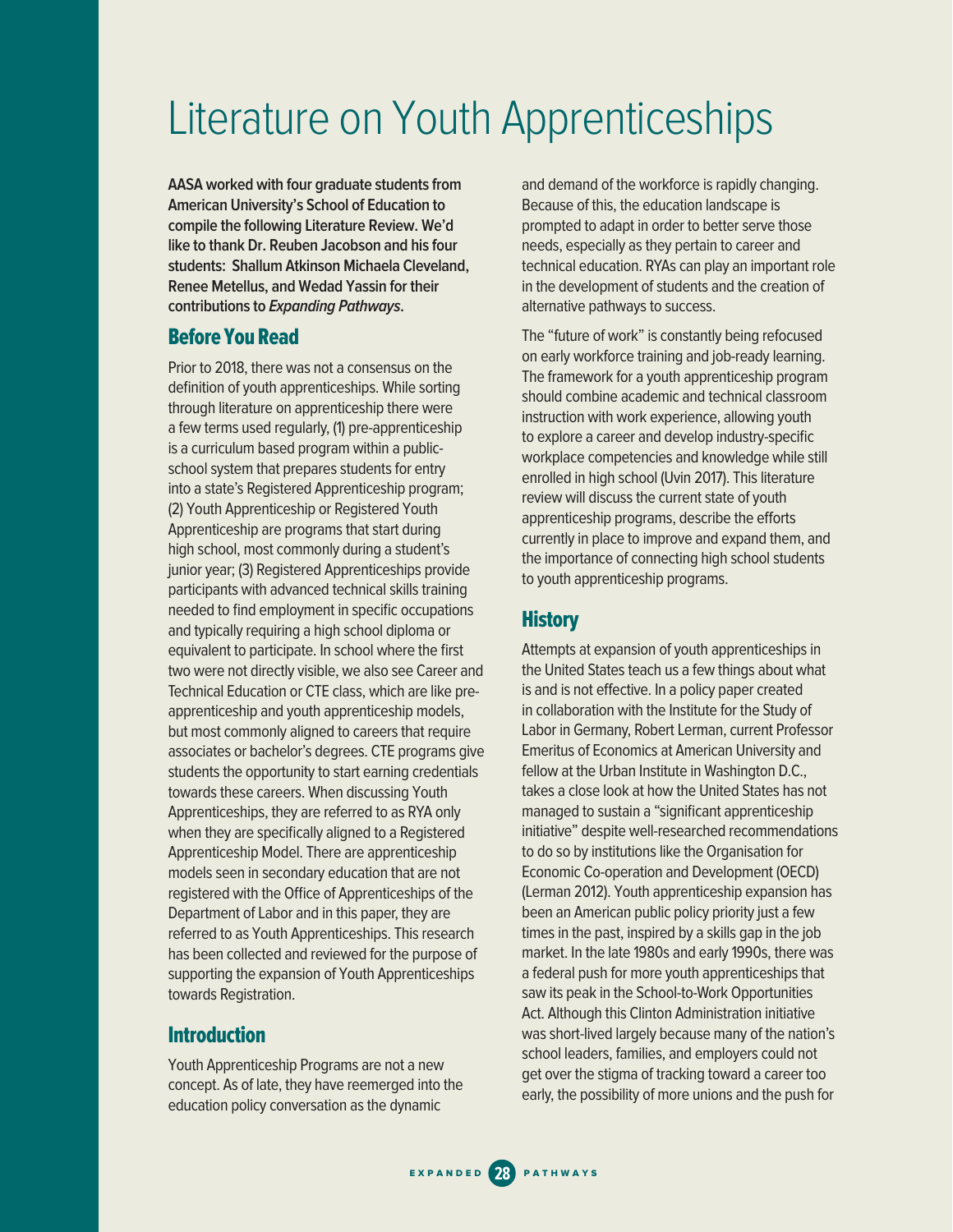# Literature on Youth Apprenticeships

**AASA worked with four graduate students from American University's School of Education to compile the following Literature Review. We'd like to thank Dr. Reuben Jacobson and his four students: Shallum Atkinson Michaela Cleveland, Renee Metellus, and Wedad Yassin for their contributions to *Expanding Pathways*.**

## Before You Read

Prior to 2018, there was not a consensus on the definition of youth apprenticeships. While sorting through literature on apprenticeship there were a few terms used regularly, (1) pre-apprenticeship is a curriculum based program within a public-school system that prepares students for entry into a state's Registered Apprenticeship program; (2) Youth Apprenticeship or Registered Youth Apprenticeship are programs that start during high school, most commonly during a student's junior year; (3) Registered Apprenticeships provide participants with advanced technical skills training needed to find employment in specific occupations and typically requiring a high school diploma or equivalent to participate. In school where the first two were not directly visible, we also see Career and Technical Education or CTE class, which are like pre-apprenticeship and youth apprenticeship models, but most commonly aligned to careers that require associates or bachelor's degrees. CTE programs give students the opportunity to start earning credentials towards these careers. When discussing Youth Apprenticeships, they are referred to as RYA only when they are specifically aligned to a Registered Apprenticeship Model. There are apprenticeship models seen in secondary education that are not registered with the Office of Apprenticeships of the Department of Labor and in this paper, they are referred to as Youth Apprenticeships. This research has been collected and reviewed for the purpose of supporting the expansion of Youth Apprenticeships towards Registration.

## Introduction

Youth Apprenticeship Programs are not a new concept. As of late, they have reemerged into the education policy conversation as the dynamic and demand of the workforce is rapidly changing. Because of this, the education landscape is prompted to adapt in order to better serve those needs, especially as they pertain to career and technical education. RYAs can play an important role in the development of students and the creation of alternative pathways to success.

The "future of work" is constantly being refocused on early workforce training and job-ready learning. The framework for a youth apprenticeship program should combine academic and technical classroom instruction with work experience, allowing youth to explore a career and develop industry-specific workplace competencies and knowledge while still enrolled in high school (Uvin 2017). This literature review will discuss the current state of youth apprenticeship programs, describe the efforts currently in place to improve and expand them, and the importance of connecting high school students to youth apprenticeship programs.

## History

Attempts at expansion of youth apprenticeships in the United States teach us a few things about what is and is not effective. In a policy paper created in collaboration with the Institute for the Study of Labor in Germany, Robert Lerman, current Professor Emeritus of Economics at American University and fellow at the Urban Institute in Washington D.C., takes a close look at how the United States has not managed to sustain a "significant apprenticeship initiative" despite well-researched recommendations to do so by institutions like the Organisation for Economic Co-operation and Development (OECD) (Lerman 2012). Youth apprenticeship expansion has been an American public policy priority just a few times in the past, inspired by a skills gap in the job market. In the late 1980s and early 1990s, there was a federal push for more youth apprenticeships that saw its peak in the School-to-Work Opportunities Act. Although this Clinton Administration initiative was short-lived largely because many of the nation's school leaders, families, and employers could not get over the stigma of tracking toward a career too early, the possibility of more unions and the push for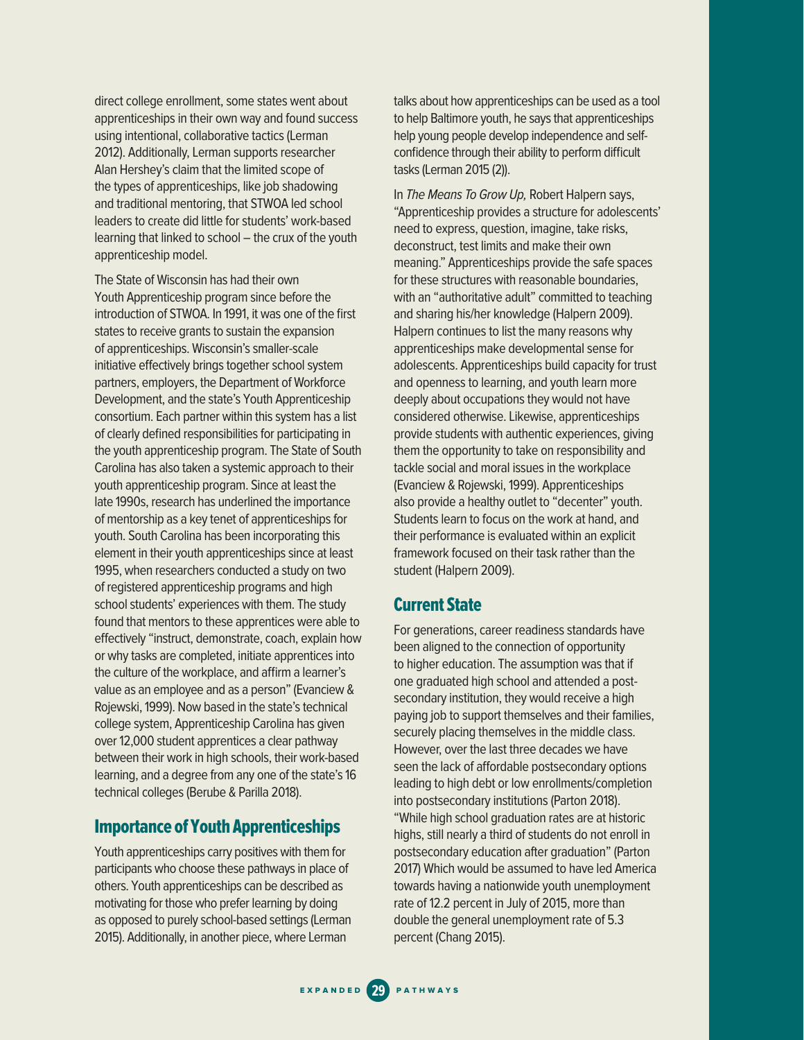direct college enrollment, some states went about apprenticeships in their own way and found success using intentional, collaborative tactics (Lerman 2012). Additionally, Lerman supports researcher Alan Hershey's claim that the limited scope of the types of apprenticeships, like job shadowing and traditional mentoring, that STWOA led school leaders to create did little for students' work-based learning that linked to school – the crux of the youth apprenticeship model.

The State of Wisconsin has had their own Youth Apprenticeship program since before the introduction of STWOA. In 1991, it was one of the first states to receive grants to sustain the expansion of apprenticeships. Wisconsin's smaller-scale initiative effectively brings together school system partners, employers, the Department of Workforce Development, and the state's Youth Apprenticeship consortium. Each partner within this system has a list of clearly defined responsibilities for participating in the youth apprenticeship program. The State of South Carolina has also taken a systemic approach to their youth apprenticeship program. Since at least the late 1990s, research has underlined the importance of mentorship as a key tenet of apprenticeships for youth. South Carolina has been incorporating this element in their youth apprenticeships since at least 1995, when researchers conducted a study on two of registered apprenticeship programs and high school students' experiences with them. The study found that mentors to these apprentices were able to effectively "instruct, demonstrate, coach, explain how or why tasks are completed, initiate apprentices into the culture of the workplace, and affirm a learner's value as an employee and as a person" (Evanciew & Rojewski, 1999). Now based in the state's technical college system, Apprenticeship Carolina has given over 12,000 student apprentices a clear pathway between their work in high schools, their work-based learning, and a degree from any one of the state's 16 technical colleges (Berube & Parilla 2018).

## Importance of Youth Apprenticeships

Youth apprenticeships carry positives with them for participants who choose these pathways in place of others. Youth apprenticeships can be described as motivating for those who prefer learning by doing as opposed to purely school-based settings (Lerman 2015). Additionally, in another piece, where Lerman talks about how apprenticeships can be used as a tool to help Baltimore youth, he says that apprenticeships help young people develop independence and self-confidence through their ability to perform difficult tasks (Lerman 2015 (2)).

In *The Means To Grow Up,* Robert Halpern says, "Apprenticeship provides a structure for adolescents' need to express, question, imagine, take risks, deconstruct, test limits and make their own meaning." Apprenticeships provide the safe spaces for these structures with reasonable boundaries, with an "authoritative adult" committed to teaching and sharing his/her knowledge (Halpern 2009). Halpern continues to list the many reasons why apprenticeships make developmental sense for adolescents. Apprenticeships build capacity for trust and openness to learning, and youth learn more deeply about occupations they would not have considered otherwise. Likewise, apprenticeships provide students with authentic experiences, giving them the opportunity to take on responsibility and tackle social and moral issues in the workplace (Evanciew & Rojewski, 1999). Apprenticeships also provide a healthy outlet to "decenter" youth. Students learn to focus on the work at hand, and their performance is evaluated within an explicit framework focused on their task rather than the student (Halpern 2009).

## Current State

For generations, career readiness standards have been aligned to the connection of opportunity to higher education. The assumption was that if one graduated high school and attended a post-secondary institution, they would receive a high paying job to support themselves and their families, securely placing themselves in the middle class. However, over the last three decades we have seen the lack of affordable postsecondary options leading to high debt or low enrollments/completion into postsecondary institutions (Parton 2018). "While high school graduation rates are at historic highs, still nearly a third of students do not enroll in postsecondary education after graduation" (Parton 2017) Which would be assumed to have led America towards having a nationwide youth unemployment rate of 12.2 percent in July of 2015, more than double the general unemployment rate of 5.3 percent (Chang 2015).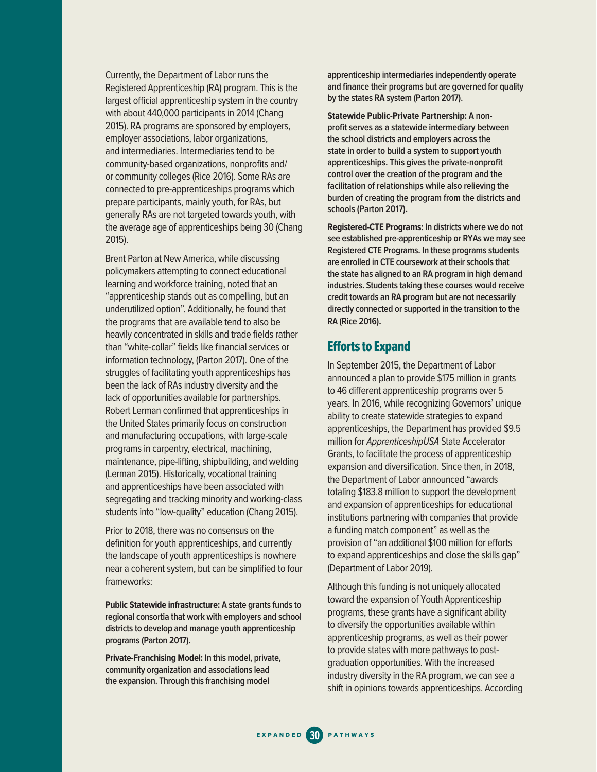Currently, the Department of Labor runs the Registered Apprenticeship (RA) program. This is the largest official apprenticeship system in the country with about 440,000 participants in 2014 (Chang 2015). RA programs are sponsored by employers, employer associations, labor organizations, and intermediaries. Intermediaries tend to be community-based organizations, nonprofits and/or community colleges (Rice 2016). Some RAs are connected to pre-apprenticeships programs which prepare participants, mainly youth, for RAs, but generally RAs are not targeted towards youth, with the average age of apprenticeships being 30 (Chang 2015).

Brent Parton at New America, while discussing policymakers attempting to connect educational learning and workforce training, noted that an "apprenticeship stands out as compelling, but an underutilized option". Additionally, he found that the programs that are available tend to also be heavily concentrated in skills and trade fields rather than "white-collar" fields like financial services or information technology, (Parton 2017). One of the struggles of facilitating youth apprenticeships has been the lack of RAs industry diversity and the lack of opportunities available for partnerships. Robert Lerman confirmed that apprenticeships in the United States primarily focus on construction and manufacturing occupations, with large-scale programs in carpentry, electrical, machining, maintenance, pipe-lifting, shipbuilding, and welding (Lerman 2015). Historically, vocational training and apprenticeships have been associated with segregating and tracking minority and working-class students into "low-quality" education (Chang 2015).

Prior to 2018, there was no consensus on the definition for youth apprenticeships, and currently the landscape of youth apprenticeships is nowhere near a coherent system, but can be simplified to four frameworks:

**Public Statewide infrastructure: A state grants funds to regional consortia that work with employers and school districts to develop and manage youth apprenticeship programs (Parton 2017).**

**Private-Franchising Model: In this model, private, community organization and associations lead the expansion. Through this franchising model apprenticeship intermediaries independently operate and finance their programs but are governed for quality by the states RA system (Parton 2017).**

**Statewide Public-Private Partnership: A non-profit serves as a statewide intermediary between the school districts and employers across the state in order to build a system to support youth apprenticeships. This gives the private-nonprofit control over the creation of the program and the facilitation of relationships while also relieving the burden of creating the program from the districts and schools (Parton 2017).**

**Registered-CTE Programs: In districts where we do not see established pre-apprenticeship or RYAs we may see Registered CTE Programs. In these programs students are enrolled in CTE coursework at their schools that the state has aligned to an RA program in high demand industries. Students taking these courses would receive credit towards an RA program but are not necessarily directly connected or supported in the transition to the RA (Rice 2016).**

## Efforts to Expand

In September 2015, the Department of Labor announced a plan to provide $175 million in grants to 46 different apprenticeship programs over 5 years. In 2016, while recognizing Governors' unique ability to create statewide strategies to expand apprenticeships, the Department has provided $9.5 million for *ApprenticeshipUSA* State Accelerator Grants, to facilitate the process of apprenticeship expansion and diversification. Since then, in 2018, the Department of Labor announced "awards totaling $183.8 million to support the development and expansion of apprenticeships for educational institutions partnering with companies that provide a funding match component" as well as the provision of "an additional $100 million for efforts to expand apprenticeships and close the skills gap" (Department of Labor 2019).

Although this funding is not uniquely allocated toward the expansion of Youth Apprenticeship programs, these grants have a significant ability to diversify the opportunities available within apprenticeship programs, as well as their power to provide states with more pathways to post-graduation opportunities. With the increased industry diversity in the RA program, we can see a shift in opinions towards apprenticeships. According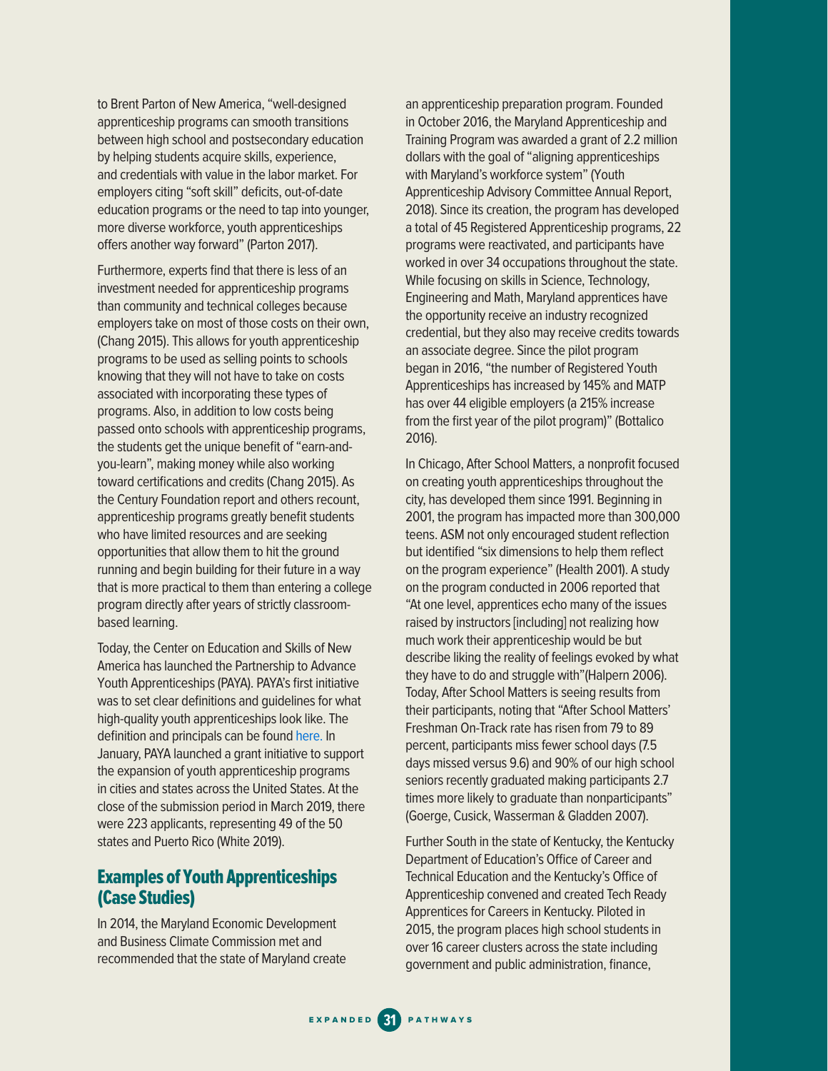to Brent Parton of New America, "well-designed apprenticeship programs can smooth transitions between high school and postsecondary education by helping students acquire skills, experience, and credentials with value in the labor market. For employers citing "soft skill" deficits, out-of-date education programs or the need to tap into younger, more diverse workforce, youth apprenticeships offers another way forward" (Parton 2017).

Furthermore, experts find that there is less of an investment needed for apprenticeship programs than community and technical colleges because employers take on most of those costs on their own, (Chang 2015). This allows for youth apprenticeship programs to be used as selling points to schools knowing that they will not have to take on costs associated with incorporating these types of programs. Also, in addition to low costs being passed onto schools with apprenticeship programs, the students get the unique benefit of "earn-and-you-learn", making money while also working toward certifications and credits (Chang 2015). As the Century Foundation report and others recount, apprenticeship programs greatly benefit students who have limited resources and are seeking opportunities that allow them to hit the ground running and begin building for their future in a way that is more practical to them than entering a college program directly after years of strictly classroom-based learning.

Today, the Center on Education and Skills of New America has launched the Partnership to Advance Youth Apprenticeships (PAYA). PAYA's first initiative was to set clear definitions and guidelines for what high-quality youth apprenticeships look like. The definition and principals can be found here. In January, PAYA launched a grant initiative to support the expansion of youth apprenticeship programs in cities and states across the United States. At the close of the submission period in March 2019, there were 223 applicants, representing 49 of the 50 states and Puerto Rico (White 2019).

## Examples of Youth Apprenticeships (Case Studies)

In 2014, the Maryland Economic Development and Business Climate Commission met and recommended that the state of Maryland create an apprenticeship preparation program. Founded in October 2016, the Maryland Apprenticeship and Training Program was awarded a grant of 2.2 million dollars with the goal of "aligning apprenticeships with Maryland's workforce system" (Youth Apprenticeship Advisory Committee Annual Report, 2018). Since its creation, the program has developed a total of 45 Registered Apprenticeship programs, 22 programs were reactivated, and participants have worked in over 34 occupations throughout the state. While focusing on skills in Science, Technology, Engineering and Math, Maryland apprentices have the opportunity receive an industry recognized credential, but they also may receive credits towards an associate degree. Since the pilot program began in 2016, "the number of Registered Youth Apprenticeships has increased by 145% and MATP has over 44 eligible employers (a 215% increase from the first year of the pilot program)" (Bottalico 2016).

In Chicago, After School Matters, a nonprofit focused on creating youth apprenticeships throughout the city, has developed them since 1991. Beginning in 2001, the program has impacted more than 300,000 teens. ASM not only encouraged student reflection but identified "six dimensions to help them reflect on the program experience" (Health 2001). A study on the program conducted in 2006 reported that "At one level, apprentices echo many of the issues raised by instructors [including] not realizing how much work their apprenticeship would be but describe liking the reality of feelings evoked by what they have to do and struggle with"(Halpern 2006). Today, After School Matters is seeing results from their participants, noting that "After School Matters' Freshman On-Track rate has risen from 79 to 89 percent, participants miss fewer school days (7.5 days missed versus 9.6) and 90% of our high school seniors recently graduated making participants 2.7 times more likely to graduate than nonparticipants" (Goerge, Cusick, Wasserman & Gladden 2007).

Further South in the state of Kentucky, the Kentucky Department of Education's Office of Career and Technical Education and the Kentucky's Office of Apprenticeship convened and created Tech Ready Apprentices for Careers in Kentucky. Piloted in 2015, the program places high school students in over 16 career clusters across the state including government and public administration, finance,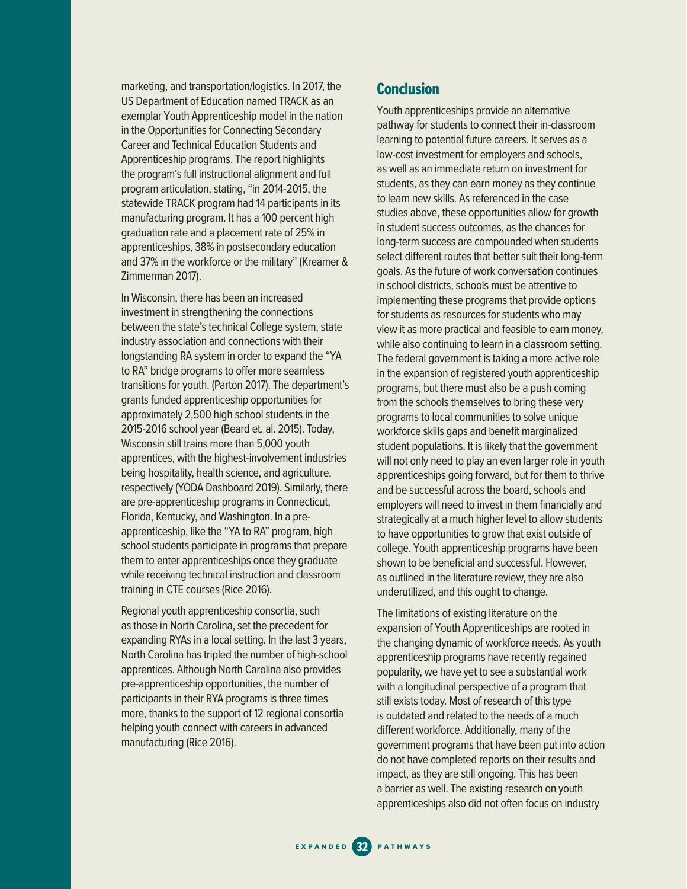marketing, and transportation/logistics. In 2017, the US Department of Education named TRACK as an exemplar Youth Apprenticeship model in the nation in the Opportunities for Connecting Secondary Career and Technical Education Students and Apprenticeship programs. The report highlights the program's full instructional alignment and full program articulation, stating, "in 2014-2015, the statewide TRACK program had 14 participants in its manufacturing program. It has a 100 percent high graduation rate and a placement rate of 25% in apprenticeships, 38% in postsecondary education and 37% in the workforce or the military" (Kreamer & Zimmerman 2017).

In Wisconsin, there has been an increased investment in strengthening the connections between the state's technical College system, state industry association and connections with their longstanding RA system in order to expand the "YA to RA" bridge programs to offer more seamless transitions for youth. (Parton 2017). The department's grants funded apprenticeship opportunities for approximately 2,500 high school students in the 2015-2016 school year (Beard et. al. 2015). Today, Wisconsin still trains more than 5,000 youth apprentices, with the highest-involvement industries being hospitality, health science, and agriculture, respectively (YODA Dashboard 2019). Similarly, there are pre-apprenticeship programs in Connecticut, Florida, Kentucky, and Washington. In a pre-apprenticeship, like the "YA to RA" program, high school students participate in programs that prepare them to enter apprenticeships once they graduate while receiving technical instruction and classroom training in CTE courses (Rice 2016).

Regional youth apprenticeship consortia, such as those in North Carolina, set the precedent for expanding RYAs in a local setting. In the last 3 years, North Carolina has tripled the number of high-school apprentices. Although North Carolina also provides pre-apprenticeship opportunities, the number of participants in their RYA programs is three times more, thanks to the support of 12 regional consortia helping youth connect with careers in advanced manufacturing (Rice 2016).

## Conclusion

Youth apprenticeships provide an alternative pathway for students to connect their in-classroom learning to potential future careers. It serves as a low-cost investment for employers and schools, as well as an immediate return on investment for students, as they can earn money as they continue to learn new skills. As referenced in the case studies above, these opportunities allow for growth in student success outcomes, as the chances for long-term success are compounded when students select different routes that better suit their long-term goals. As the future of work conversation continues in school districts, schools must be attentive to implementing these programs that provide options for students as resources for students who may view it as more practical and feasible to earn money, while also continuing to learn in a classroom setting. The federal government is taking a more active role in the expansion of registered youth apprenticeship programs, but there must also be a push coming from the schools themselves to bring these very programs to local communities to solve unique workforce skills gaps and benefit marginalized student populations. It is likely that the government will not only need to play an even larger role in youth apprenticeships going forward, but for them to thrive and be successful across the board, schools and employers will need to invest in them financially and strategically at a much higher level to allow students to have opportunities to grow that exist outside of college. Youth apprenticeship programs have been shown to be beneficial and successful. However, as outlined in the literature review, they are also underutilized, and this ought to change.

The limitations of existing literature on the expansion of Youth Apprenticeships are rooted in the changing dynamic of workforce needs. As youth apprenticeship programs have recently regained popularity, we have yet to see a substantial work with a longitudinal perspective of a program that still exists today. Most of research of this type is outdated and related to the needs of a much different workforce. Additionally, many of the government programs that have been put into action do not have completed reports on their results and impact, as they are still ongoing. This has been a barrier as well. The existing research on youth apprenticeships also did not often focus on industry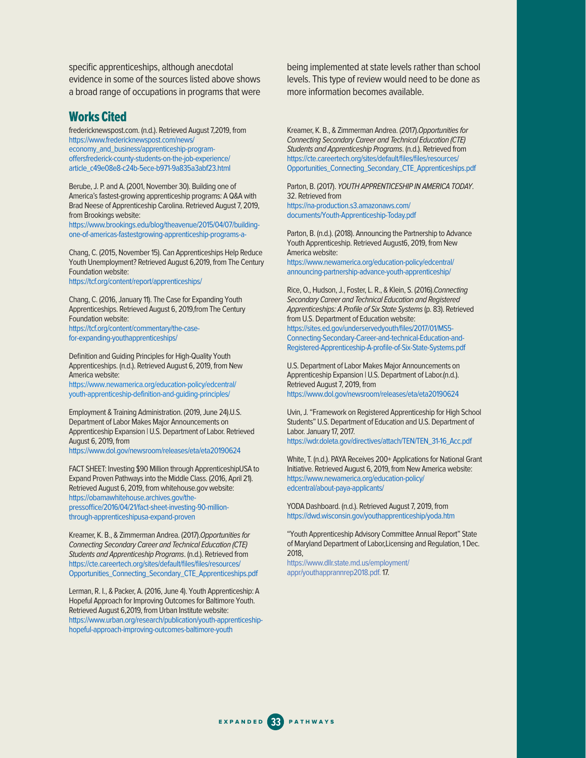specific apprenticeships, although anecdotal evidence in some of the sources listed above shows a broad range of occupations in programs that were being implemented at state levels rather than school levels. This type of review would need to be done as more information becomes available.

## Works Cited

fredericknewspost.com. (n.d.). Retrieved August 7,2019, from https://www.fredericknewspost.com/news/economy_and_business/apprenticeship-program-offersfrederick-county-students-on-the-job-experience/article_c49e08e8-c24b-5ece-b971-9a835a3abf23.html

Berube, J. P. and A. (2001, November 30). Building one of America's fastest-growing apprenticeship programs: A Q&A with Brad Neese of Apprenticeship Carolina. Retrieved August 7, 2019, from Brookings website: https://www.brookings.edu/blog/theavenue/2015/04/07/building-one-of-americas-fastestgrowing-apprenticeship-programs-a-

Chang, C. (2015, November 15). Can Apprenticeships Help Reduce Youth Unemployment? Retrieved August 6,2019, from The Century Foundation website: https://tcf.org/content/report/apprenticeships/

Chang, C. (2016, January 11). The Case for Expanding Youth Apprenticeships. Retrieved August 6, 2019,from The Century Foundation website: https://tcf.org/content/commentary/the-case-for-expanding-youthapprenticeships/

Definition and Guiding Principles for High-Quality Youth Apprenticeships. (n.d.). Retrieved August 6, 2019, from New America website: https://www.newamerica.org/education-policy/edcentral/youth-apprenticeship-definition-and-guiding-principles/

Employment & Training Administration. (2019, June 24).U.S. Department of Labor Makes Major Announcements on Apprenticeship Expansion | U.S. Department of Labor. Retrieved August 6, 2019, from https://www.dol.gov/newsroom/releases/eta/eta20190624

FACT SHEET: Investing $90 Million through ApprenticeshipUSA to Expand Proven Pathways into the Middle Class. (2016, April 21). Retrieved August 6, 2019, from whitehouse.gov website: https://obamawhitehouse.archives.gov/the-pressoffice/2016/04/21/fact-sheet-investing-90-million-through-apprenticeshipusa-expand-proven

Kreamer, K. B., & Zimmerman Andrea. (2017).*Opportunities for Connecting Secondary Career and Technical Education (CTE) Students and Apprenticeship Programs*. (n.d.). Retrieved from https://cte.careertech.org/sites/default/files/files/resources/Opportunities_Connecting_Secondary_CTE_Apprenticeships.pdf

Lerman, R. I., & Packer, A. (2016, June 4). Youth Apprenticeship: A Hopeful Approach for Improving Outcomes for Baltimore Youth. Retrieved August 6,2019, from Urban Institute website: https://www.urban.org/research/publication/youth-apprenticeship-hopeful-approach-improving-outcomes-baltimore-youth

Kreamer, K. B., & Zimmerman Andrea. (2017).*Opportunities for Connecting Secondary Career and Technical Education (CTE) Students and Apprenticeship Programs*. (n.d.). Retrieved from https://cte.careertech.org/sites/default/files/files/resources/Opportunities_Connecting_Secondary_CTE_Apprenticeships.pdf

Parton, B. (2017). *YOUTH APPRENTICESHIP IN AMERICA TODAY*. 32. Retrieved from https://na-production.s3.amazonaws.com/documents/Youth-Apprenticeship-Today.pdf

Parton, B. (n.d.). (2018). Announcing the Partnership to Advance Youth Apprenticeship. Retrieved August6, 2019, from New America website: https://www.newamerica.org/education-policy/edcentral/announcing-partnership-advance-youth-apprenticeship/

Rice, O., Hudson, J., Foster, L. R., & Klein, S. (2016).*Connecting Secondary Career and Technical Education and Registered Apprenticeships: A Profile of Six State Systems* (p. 83). Retrieved from U.S. Department of Education website: https://sites.ed.gov/underservedyouth/files/2017/01/MS5-Connecting-Secondary-Career-and-technical-Education-and-Registered-Apprenticeship-A-profile-of-Six-State-Systems.pdf

U.S. Department of Labor Makes Major Announcements on Apprenticeship Expansion | U.S. Department of Labor.(n.d.). Retrieved August 7, 2019, from https://www.dol.gov/newsroom/releases/eta/eta20190624

Uvin, J. "Framework on Registered Apprenticeship for High School Students" U.S. Department of Education and U.S. Department of Labor. January 17, 2017. https://wdr.doleta.gov/directives/attach/TEN/TEN_31-16_Acc.pdf

White, T. (n.d.). PAYA Receives 200+ Applications for National Grant Initiative. Retrieved August 6, 2019, from New America website: https://www.newamerica.org/education-policy/edcentral/about-paya-applicants/

YODA Dashboard. (n.d.). Retrieved August 7, 2019, from https://dwd.wisconsin.gov/youthapprenticeship/yoda.htm

"Youth Apprenticeship Advisory Committee Annual Report" State of Maryland Department of Labor,Licensing and Regulation, 1 Dec. 2018, https://www.dllr.state.md.us/employment/appr/youthapprannrep2018.pdf. 17.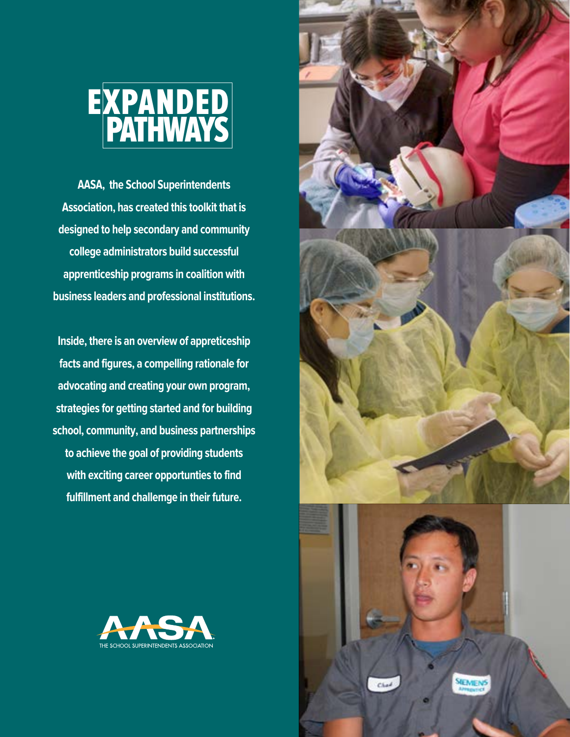# EXPANDED PATHWAYS

**AASA, the School Superintendents Association, has created this toolkit that is designed to help secondary and community college administrators build successful apprenticeship programs in coalition with business leaders and professional institutions.**

**Inside, there is an overview of appreticeship facts and figures, a compelling rationale for advocating and creating your own program, strategies for getting started and for building school, community, and business partnerships to achieve the goal of providing students with exciting career opportunties to find fulfillment and challemge in their future.**

AASA
THE SCHOOL SUPERINTENDENTS ASSOCIATION